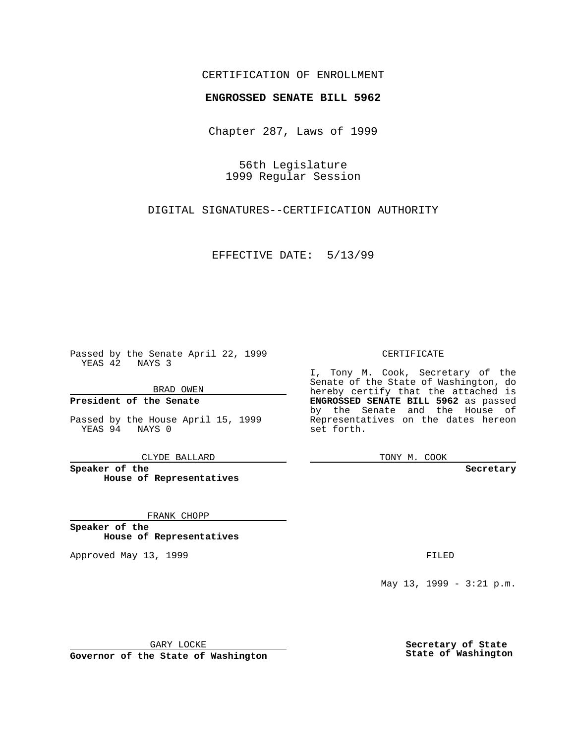CERTIFICATION OF ENROLLMENT

**ENGROSSED SENATE BILL 5962**

Chapter 287, Laws of 1999

56th Legislature
1999 Regular Session

DIGITAL SIGNATURES--CERTIFICATION AUTHORITY

EFFECTIVE DATE: 5/13/99

Passed by the Senate April 22, 1999
YEAS 42 NAYS 3

BRAD OWEN

**President of the Senate**

Passed by the House April 15, 1999
YEAS 94 NAYS 0

CLYDE BALLARD

**Speaker of the House of Representatives**

FRANK CHOPP

**Speaker of the House of Representatives**

Approved May 13, 1999

GARY LOCKE

**Governor of the State of Washington**

CERTIFICATE

I, Tony M. Cook, Secretary of the Senate of the State of Washington, do hereby certify that the attached is **ENGROSSED SENATE BILL 5962** as passed by the Senate and the House of Representatives on the dates hereon set forth.

TONY M. COOK

**Secretary**

FILED

May 13, 1999 - 3:21 p.m.

**Secretary of State**
**State of Washington**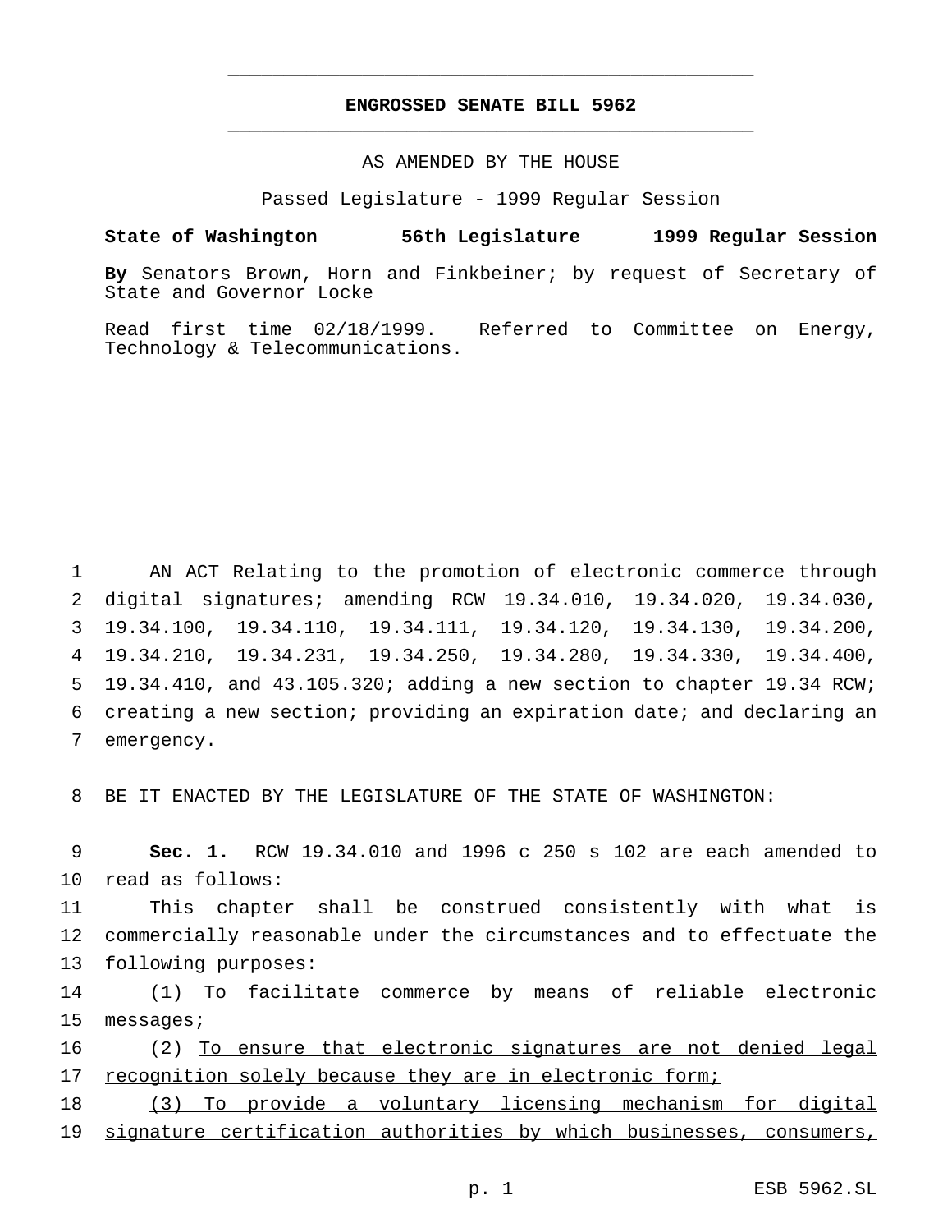# ENGROSSED SENATE BILL 5962

AS AMENDED BY THE HOUSE

Passed Legislature - 1999 Regular Session

**State of Washington 56th Legislature 1999 Regular Session**

**By** Senators Brown, Horn and Finkbeiner; by request of Secretary of State and Governor Locke

Read first time 02/18/1999. Referred to Committee on Energy, Technology & Telecommunications.

AN ACT Relating to the promotion of electronic commerce through digital signatures; amending RCW 19.34.010, 19.34.020, 19.34.030, 19.34.100, 19.34.110, 19.34.111, 19.34.120, 19.34.130, 19.34.200, 19.34.210, 19.34.231, 19.34.250, 19.34.280, 19.34.330, 19.34.400, 19.34.410, and 43.105.320; adding a new section to chapter 19.34 RCW; creating a new section; providing an expiration date; and declaring an emergency.

BE IT ENACTED BY THE LEGISLATURE OF THE STATE OF WASHINGTON:

**Sec. 1.** RCW 19.34.010 and 1996 c 250 s 102 are each amended to read as follows:

This chapter shall be construed consistently with what is commercially reasonable under the circumstances and to effectuate the following purposes:

(1) To facilitate commerce by means of reliable electronic messages;

(2) <u>To ensure that electronic signatures are not denied legal recognition solely because they are in electronic form;</u>

<u>(3) To provide a voluntary licensing mechanism for digital signature certification authorities by which businesses, consumers,</u>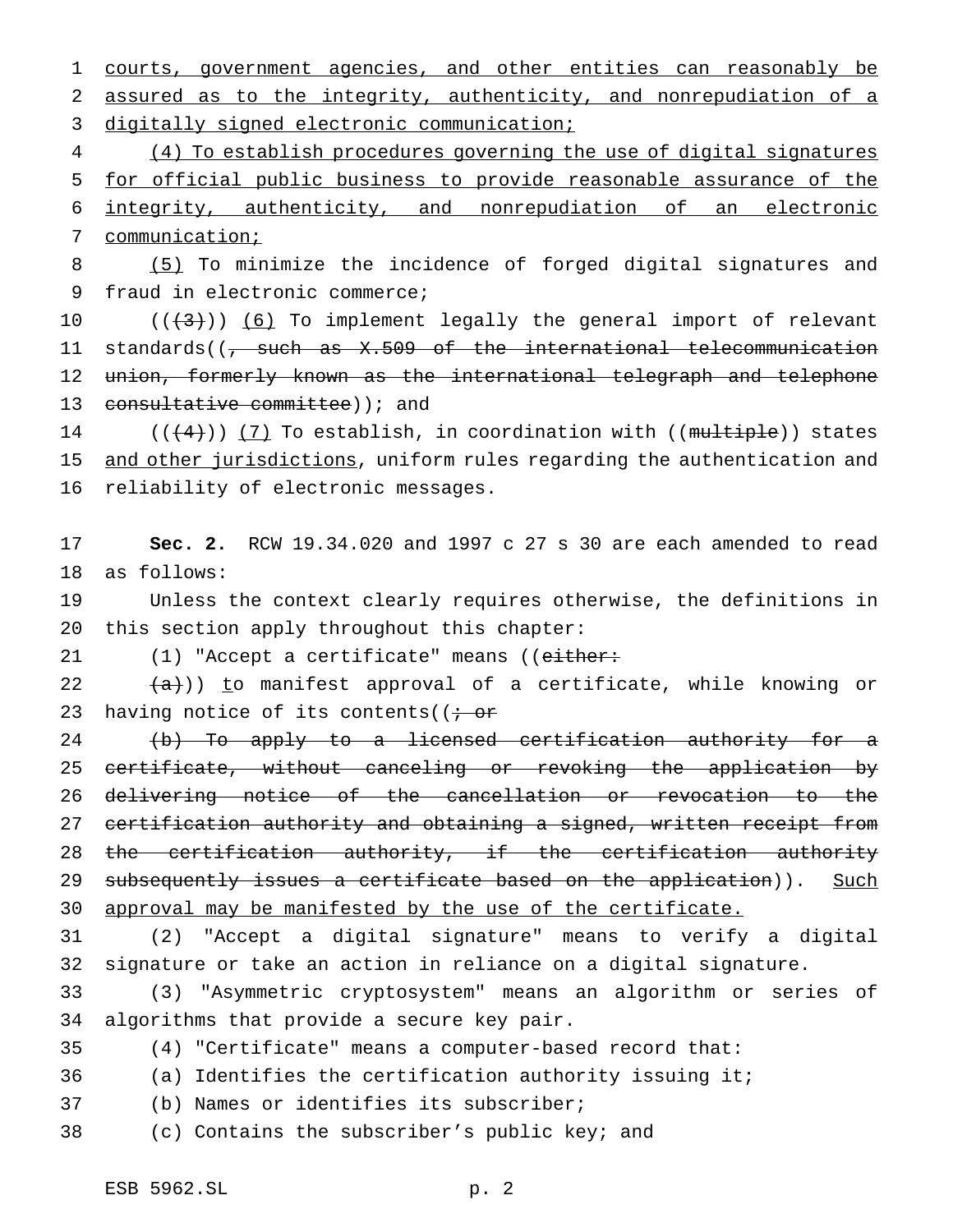courts, government agencies, and other entities can reasonably be assured as to the integrity, authenticity, and nonrepudiation of a digitally signed electronic communication;

(4) To establish procedures governing the use of digital signatures for official public business to provide reasonable assurance of the integrity, authenticity, and nonrepudiation of an electronic communication;

(5) To minimize the incidence of forged digital signatures and fraud in electronic commerce;

(((3))) (6) To implement legally the general import of relevant standards((, such as X.509 of the international telecommunication union, formerly known as the international telegraph and telephone consultative committee)); and

(((4))) (7) To establish, in coordination with ((multiple)) states and other jurisdictions, uniform rules regarding the authentication and reliability of electronic messages.

**Sec. 2.** RCW 19.34.020 and 1997 c 27 s 30 are each amended to read as follows:

Unless the context clearly requires otherwise, the definitions in this section apply throughout this chapter:

(1) "Accept a certificate" means ((either:

(a))) to manifest approval of a certificate, while knowing or having notice of its contents((; or

(b) To apply to a licensed certification authority for a certificate, without canceling or revoking the application by delivering notice of the cancellation or revocation to the certification authority and obtaining a signed, written receipt from the certification authority, if the certification authority subsequently issues a certificate based on the application)). Such approval may be manifested by the use of the certificate.

(2) "Accept a digital signature" means to verify a digital signature or take an action in reliance on a digital signature.

(3) "Asymmetric cryptosystem" means an algorithm or series of algorithms that provide a secure key pair.

(4) "Certificate" means a computer-based record that:

(a) Identifies the certification authority issuing it;

(b) Names or identifies its subscriber;

(c) Contains the subscriber's public key; and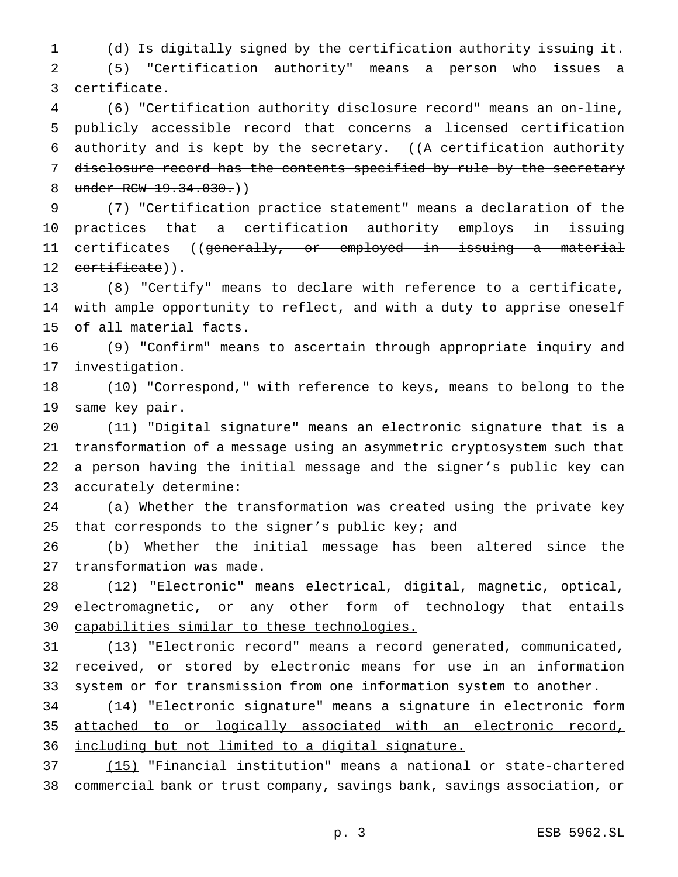(d) Is digitally signed by the certification authority issuing it.

(5) "Certification authority" means a person who issues a certificate.

(6) "Certification authority disclosure record" means an on-line, publicly accessible record that concerns a licensed certification authority and is kept by the secretary. ((~~A certification authority disclosure record has the contents specified by rule by the secretary under RCW 19.34.030.~~))

(7) "Certification practice statement" means a declaration of the practices that a certification authority employs in issuing certificates ((~~generally, or employed in issuing a material certificate~~)).

(8) "Certify" means to declare with reference to a certificate, with ample opportunity to reflect, and with a duty to apprise oneself of all material facts.

(9) "Confirm" means to ascertain through appropriate inquiry and investigation.

(10) "Correspond," with reference to keys, means to belong to the same key pair.

(11) "Digital signature" means <u>an electronic signature that is</u> a transformation of a message using an asymmetric cryptosystem such that a person having the initial message and the signer's public key can accurately determine:

(a) Whether the transformation was created using the private key that corresponds to the signer's public key; and

(b) Whether the initial message has been altered since the transformation was made.

(12) <u>"Electronic" means electrical, digital, magnetic, optical, electromagnetic, or any other form of technology that entails capabilities similar to these technologies.</u>

<u>(13) "Electronic record" means a record generated, communicated, received, or stored by electronic means for use in an information system or for transmission from one information system to another.</u>

<u>(14) "Electronic signature" means a signature in electronic form attached to or logically associated with an electronic record, including but not limited to a digital signature.</u>

<u>(15)</u> "Financial institution" means a national or state-chartered commercial bank or trust company, savings bank, savings association, or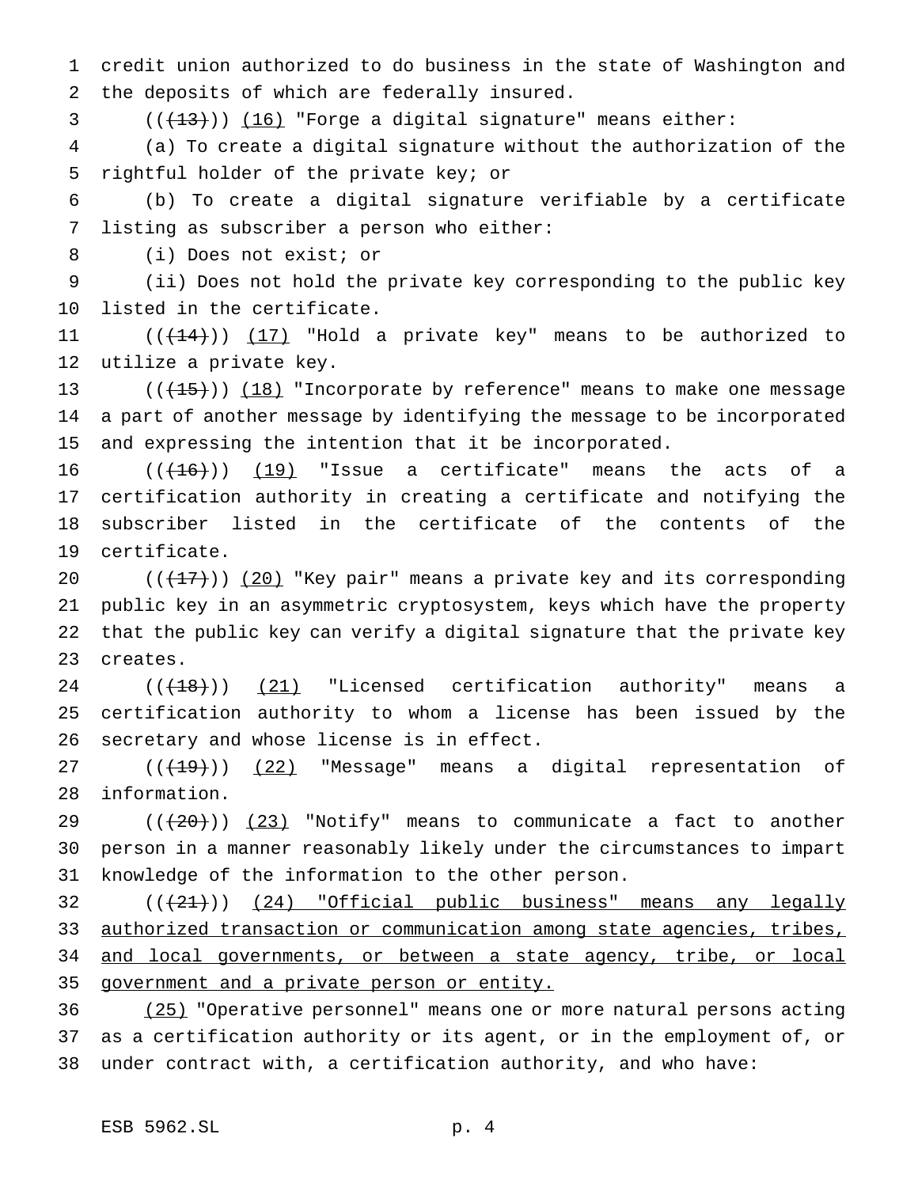credit union authorized to do business in the state of Washington and the deposits of which are federally insured.

((~~(13)~~)) <u>(16)</u> "Forge a digital signature" means either:

(a) To create a digital signature without the authorization of the rightful holder of the private key; or

(b) To create a digital signature verifiable by a certificate listing as subscriber a person who either:

(i) Does not exist; or

(ii) Does not hold the private key corresponding to the public key listed in the certificate.

((~~(14)~~)) <u>(17)</u> "Hold a private key" means to be authorized to utilize a private key.

((~~(15)~~)) <u>(18)</u> "Incorporate by reference" means to make one message a part of another message by identifying the message to be incorporated and expressing the intention that it be incorporated.

((~~(16)~~)) <u>(19)</u> "Issue a certificate" means the acts of a certification authority in creating a certificate and notifying the subscriber listed in the certificate of the contents of the certificate.

((~~(17)~~)) <u>(20)</u> "Key pair" means a private key and its corresponding public key in an asymmetric cryptosystem, keys which have the property that the public key can verify a digital signature that the private key creates.

((~~(18)~~)) <u>(21)</u> "Licensed certification authority" means a certification authority to whom a license has been issued by the secretary and whose license is in effect.

((~~(19)~~)) <u>(22)</u> "Message" means a digital representation of information.

((~~(20)~~)) <u>(23)</u> "Notify" means to communicate a fact to another person in a manner reasonably likely under the circumstances to impart knowledge of the information to the other person.

((~~(21)~~)) <u>(24) "Official public business" means any legally authorized transaction or communication among state agencies, tribes, and local governments, or between a state agency, tribe, or local government and a private person or entity.</u>

<u>(25)</u> "Operative personnel" means one or more natural persons acting as a certification authority or its agent, or in the employment of, or under contract with, a certification authority, and who have: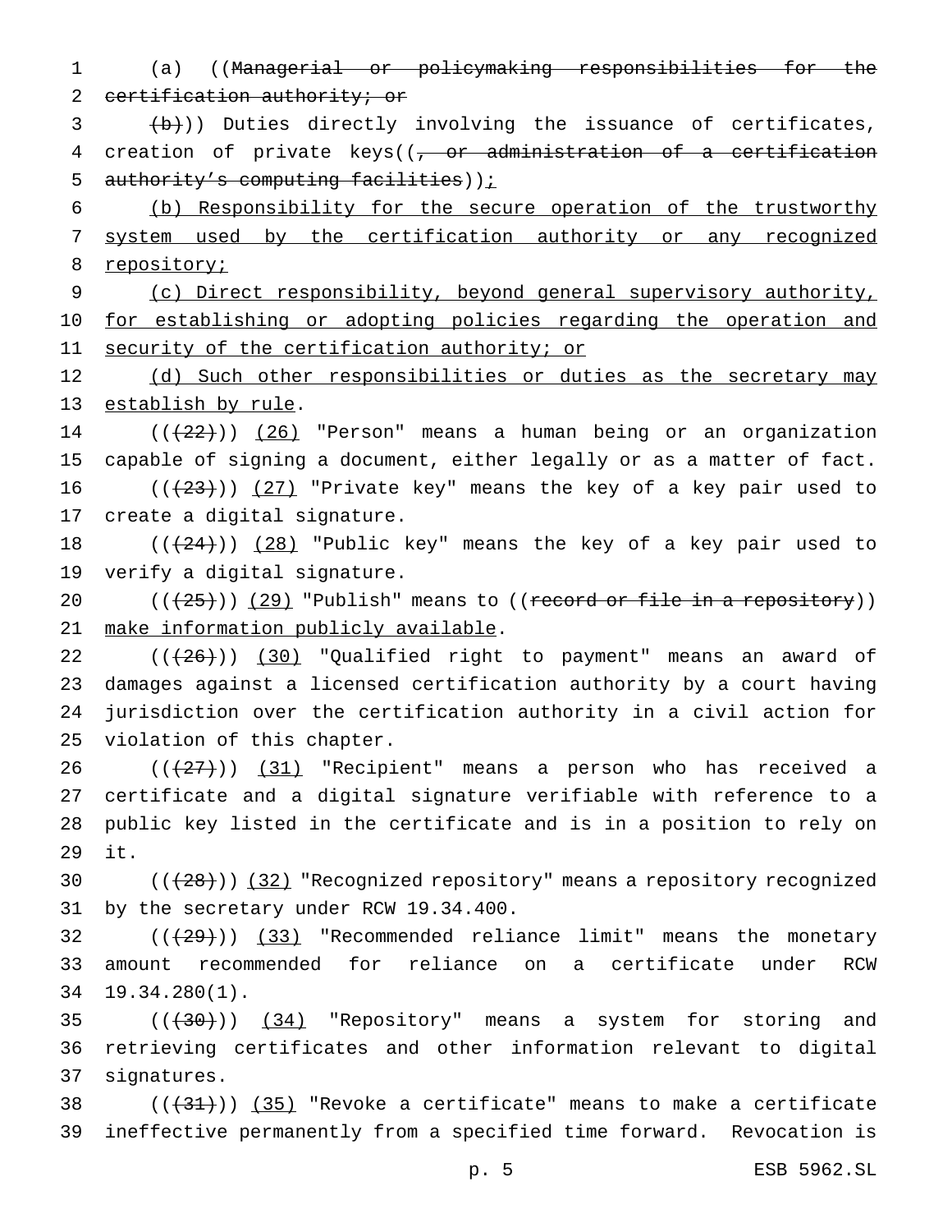(a) ((~~Managerial or policymaking responsibilities for the certification authority; or~~

~~(b)~~)) Duties directly involving the issuance of certificates, creation of private keys((~~, or administration of a certification authority's computing facilities~~))<u>;</u>

<u>(b) Responsibility for the secure operation of the trustworthy system used by the certification authority or any recognized repository;</u>

<u>(c) Direct responsibility, beyond general supervisory authority, for establishing or adopting policies regarding the operation and security of the certification authority; or</u>

<u>(d) Such other responsibilities or duties as the secretary may establish by rule</u>.

((~~(22)~~)) <u>(26)</u> "Person" means a human being or an organization capable of signing a document, either legally or as a matter of fact.

((~~(23)~~)) <u>(27)</u> "Private key" means the key of a key pair used to create a digital signature.

((~~(24)~~)) <u>(28)</u> "Public key" means the key of a key pair used to verify a digital signature.

((~~(25)~~)) <u>(29)</u> "Publish" means to ((~~record or file in a repository~~)) <u>make information publicly available</u>.

((~~(26)~~)) <u>(30)</u> "Qualified right to payment" means an award of damages against a licensed certification authority by a court having jurisdiction over the certification authority in a civil action for violation of this chapter.

((~~(27)~~)) <u>(31)</u> "Recipient" means a person who has received a certificate and a digital signature verifiable with reference to a public key listed in the certificate and is in a position to rely on it.

((~~(28)~~)) <u>(32)</u> "Recognized repository" means a repository recognized by the secretary under RCW 19.34.400.

((~~(29)~~)) <u>(33)</u> "Recommended reliance limit" means the monetary amount recommended for reliance on a certificate under RCW 19.34.280(1).

((~~(30)~~)) <u>(34)</u> "Repository" means a system for storing and retrieving certificates and other information relevant to digital signatures.

((~~(31)~~)) <u>(35)</u> "Revoke a certificate" means to make a certificate ineffective permanently from a specified time forward. Revocation is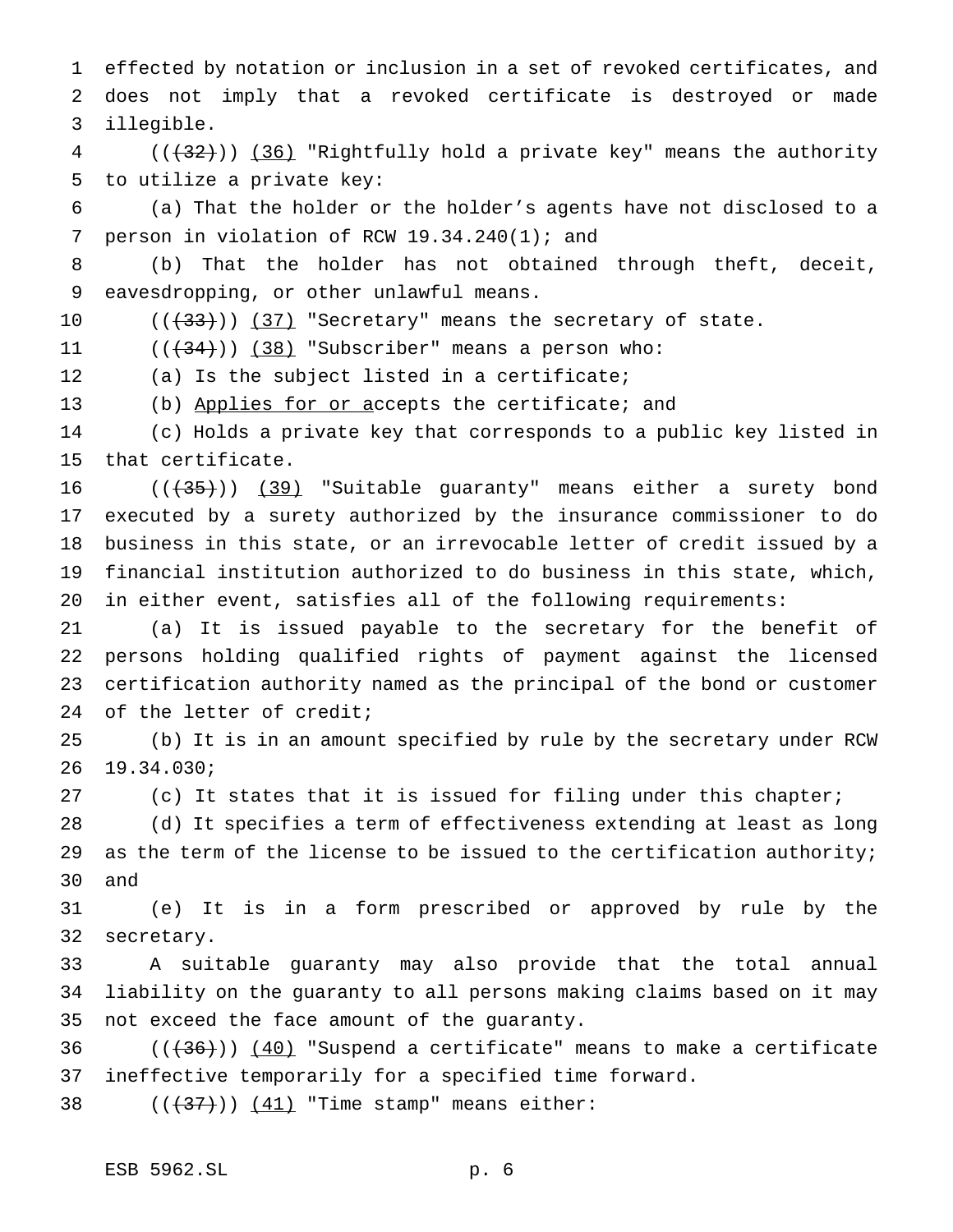effected by notation or inclusion in a set of revoked certificates, and does not imply that a revoked certificate is destroyed or made illegible.

((~~(32)~~)) (36) "Rightfully hold a private key" means the authority to utilize a private key:

(a) That the holder or the holder's agents have not disclosed to a person in violation of RCW 19.34.240(1); and

(b) That the holder has not obtained through theft, deceit, eavesdropping, or other unlawful means.

((~~(33)~~)) (37) "Secretary" means the secretary of state.

((~~(34)~~)) (38) "Subscriber" means a person who:

(a) Is the subject listed in a certificate;

(b) Applies for or accepts the certificate; and

(c) Holds a private key that corresponds to a public key listed in that certificate.

((~~(35)~~)) (39) "Suitable guaranty" means either a surety bond executed by a surety authorized by the insurance commissioner to do business in this state, or an irrevocable letter of credit issued by a financial institution authorized to do business in this state, which, in either event, satisfies all of the following requirements:

(a) It is issued payable to the secretary for the benefit of persons holding qualified rights of payment against the licensed certification authority named as the principal of the bond or customer of the letter of credit;

(b) It is in an amount specified by rule by the secretary under RCW 19.34.030;

(c) It states that it is issued for filing under this chapter;

(d) It specifies a term of effectiveness extending at least as long as the term of the license to be issued to the certification authority; and

(e) It is in a form prescribed or approved by rule by the secretary.

A suitable guaranty may also provide that the total annual liability on the guaranty to all persons making claims based on it may not exceed the face amount of the guaranty.

((~~(36)~~)) (40) "Suspend a certificate" means to make a certificate ineffective temporarily for a specified time forward.

((~~(37)~~)) (41) "Time stamp" means either: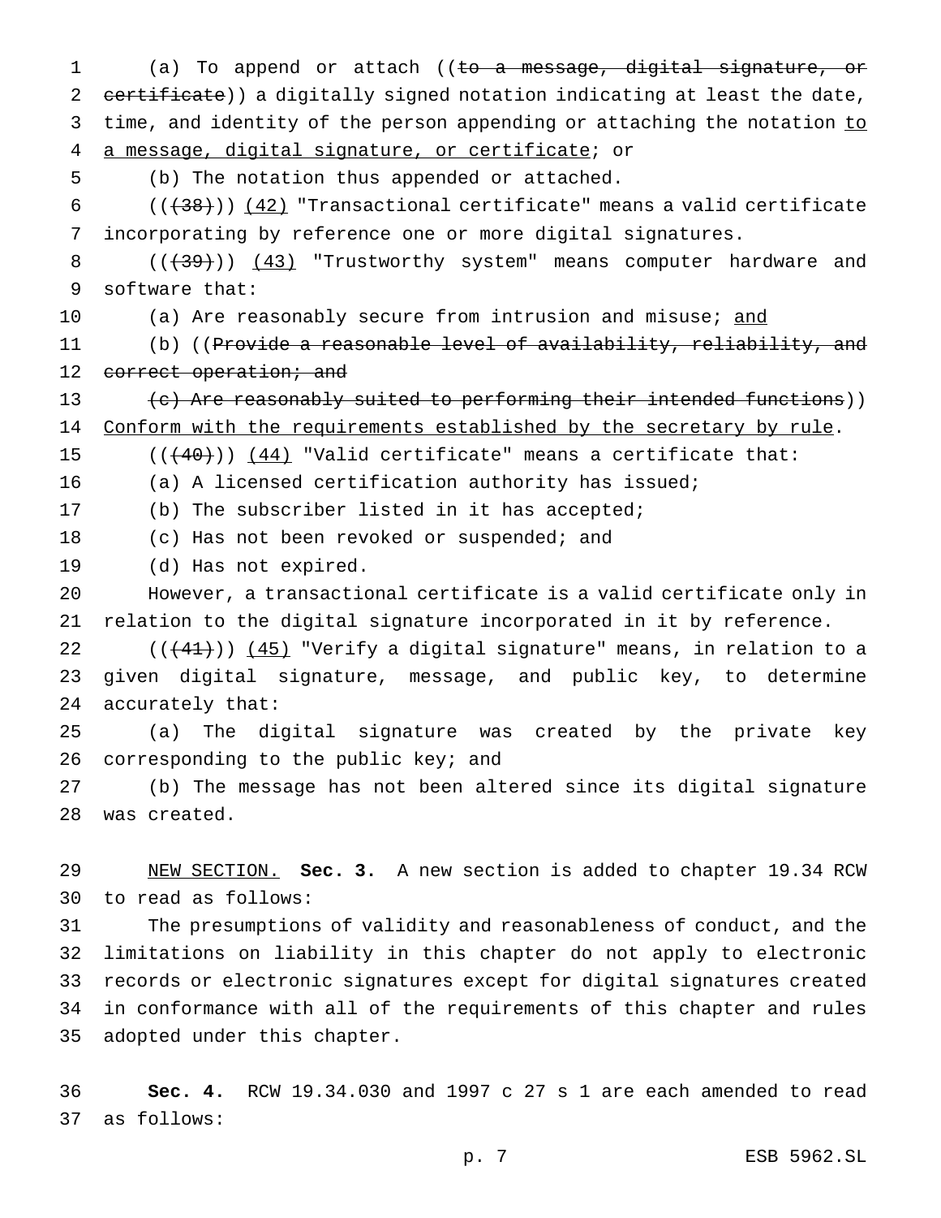(a) To append or attach ((~~to a message, digital signature, or certificate~~)) a digitally signed notation indicating at least the date, time, and identity of the person appending or attaching the notation <u>to a message, digital signature, or certificate</u>; or

(b) The notation thus appended or attached.

((~~(38)~~)) <u>(42)</u> "Transactional certificate" means a valid certificate incorporating by reference one or more digital signatures.

((~~(39)~~)) <u>(43)</u> "Trustworthy system" means computer hardware and software that:

(a) Are reasonably secure from intrusion and misuse; <u>and</u>

(b) ((~~Provide a reasonable level of availability, reliability, and correct operation; and~~

~~(c) Are reasonably suited to performing their intended functions~~)) <u>Conform with the requirements established by the secretary by rule</u>.

((~~(40)~~)) <u>(44)</u> "Valid certificate" means a certificate that:

(a) A licensed certification authority has issued;

(b) The subscriber listed in it has accepted;

(c) Has not been revoked or suspended; and

(d) Has not expired.

However, a transactional certificate is a valid certificate only in relation to the digital signature incorporated in it by reference.

((~~(41)~~)) <u>(45)</u> "Verify a digital signature" means, in relation to a given digital signature, message, and public key, to determine accurately that:

(a) The digital signature was created by the private key corresponding to the public key; and

(b) The message has not been altered since its digital signature was created.

<u>NEW SECTION.</u> **Sec. 3.** A new section is added to chapter 19.34 RCW to read as follows:

The presumptions of validity and reasonableness of conduct, and the limitations on liability in this chapter do not apply to electronic records or electronic signatures except for digital signatures created in conformance with all of the requirements of this chapter and rules adopted under this chapter.

**Sec. 4.** RCW 19.34.030 and 1997 c 27 s 1 are each amended to read as follows: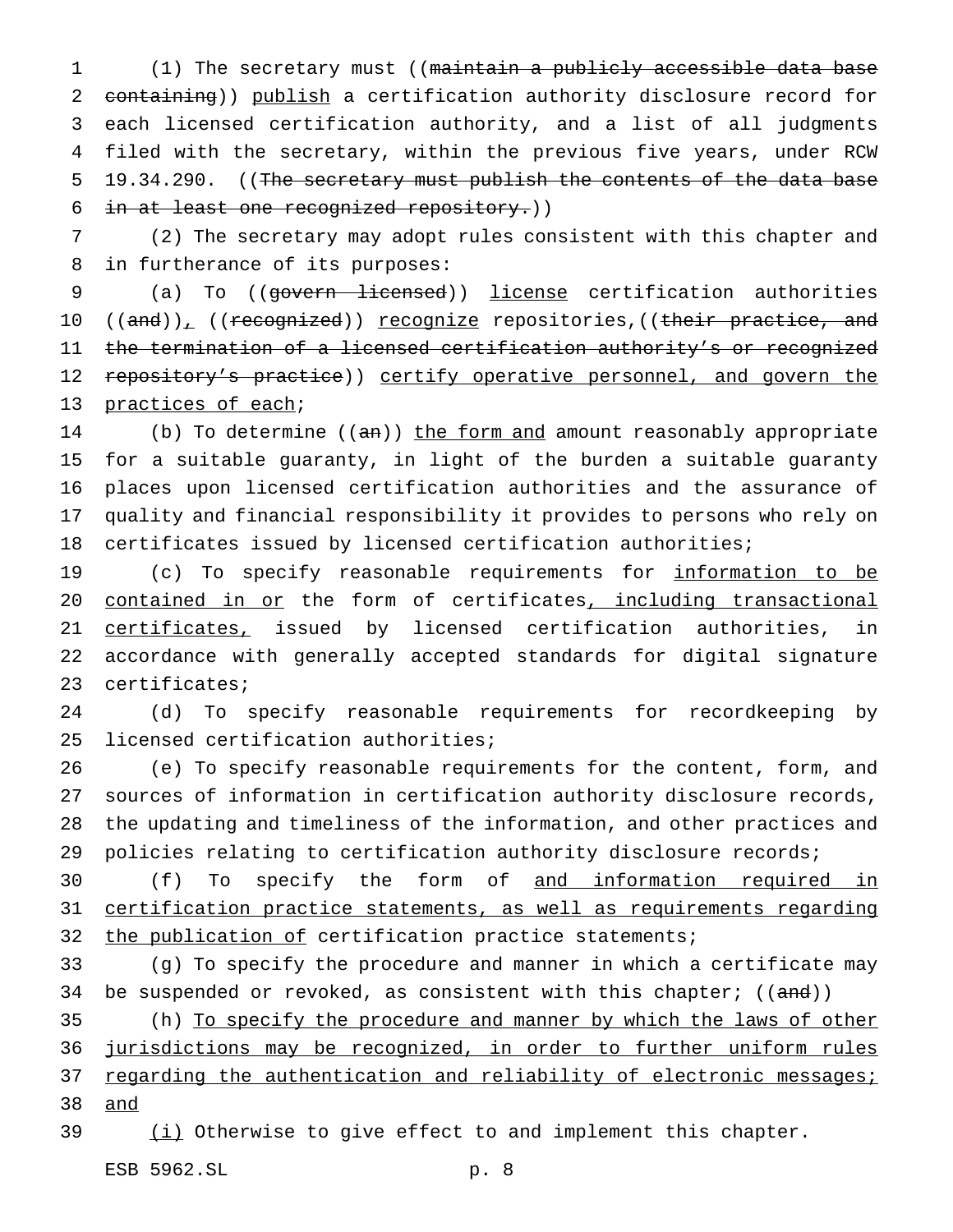(1) The secretary must ((~~maintain a publicly accessible data base containing~~)) <u>publish</u> a certification authority disclosure record for each licensed certification authority, and a list of all judgments filed with the secretary, within the previous five years, under RCW 19.34.290. ((~~The secretary must publish the contents of the data base in at least one recognized repository.~~))

(2) The secretary may adopt rules consistent with this chapter and in furtherance of its purposes:

(a) To ((~~govern licensed~~)) <u>license</u> certification authorities ((~~and~~))<u>,</u> ((~~recognized~~)) <u>recognize</u> repositories,((~~their practice, and the termination of a licensed certification authority's or recognized repository's practice~~)) <u>certify operative personnel, and govern the practices of each</u>;

(b) To determine ((~~an~~)) <u>the form and</u> amount reasonably appropriate for a suitable guaranty, in light of the burden a suitable guaranty places upon licensed certification authorities and the assurance of quality and financial responsibility it provides to persons who rely on certificates issued by licensed certification authorities;

(c) To specify reasonable requirements for <u>information to be contained in or</u> the form of certificates<u>, including transactional certificates,</u> issued by licensed certification authorities, in accordance with generally accepted standards for digital signature certificates;

(d) To specify reasonable requirements for recordkeeping by licensed certification authorities;

(e) To specify reasonable requirements for the content, form, and sources of information in certification authority disclosure records, the updating and timeliness of the information, and other practices and policies relating to certification authority disclosure records;

(f) To specify the form of <u>and information required in certification practice statements, as well as requirements regarding the publication of</u> certification practice statements;

(g) To specify the procedure and manner in which a certificate may be suspended or revoked, as consistent with this chapter; ((~~and~~))

(h) <u>To specify the procedure and manner by which the laws of other jurisdictions may be recognized, in order to further uniform rules regarding the authentication and reliability of electronic messages; and</u>

<u>(i)</u> Otherwise to give effect to and implement this chapter.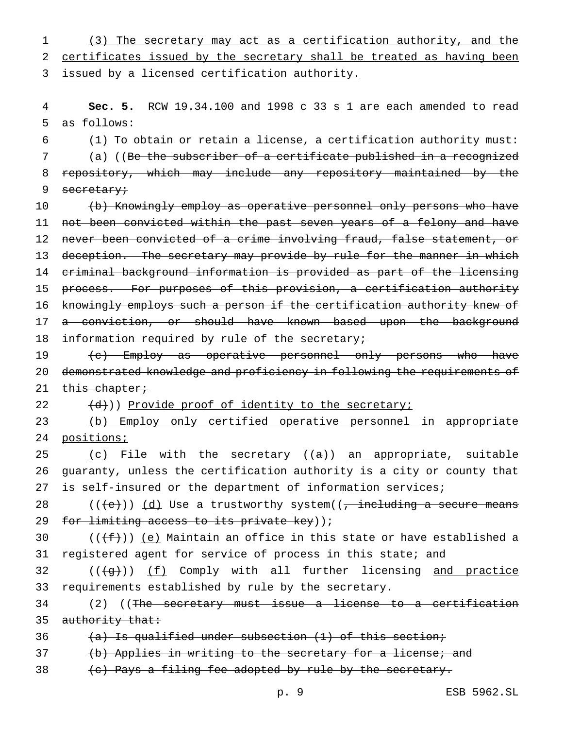(3) The secretary may act as a certification authority, and the certificates issued by the secretary shall be treated as having been issued by a licensed certification authority.

**Sec. 5.** RCW 19.34.100 and 1998 c 33 s 1 are each amended to read as follows:

(1) To obtain or retain a license, a certification authority must:

(a) ((~~Be the subscriber of a certificate published in a recognized repository, which may include any repository maintained by the secretary;~~

~~(b) Knowingly employ as operative personnel only persons who have not been convicted within the past seven years of a felony and have never been convicted of a crime involving fraud, false statement, or deception. The secretary may provide by rule for the manner in which criminal background information is provided as part of the licensing process. For purposes of this provision, a certification authority knowingly employs such a person if the certification authority knew of a conviction, or should have known based upon the background information required by rule of the secretary;~~

~~(c) Employ as operative personnel only persons who have demonstrated knowledge and proficiency in following the requirements of this chapter;~~

~~(d)~~)) Provide proof of identity to the secretary;

(b) Employ only certified operative personnel in appropriate positions;

(c) File with the secretary ((~~a~~)) an appropriate, suitable guaranty, unless the certification authority is a city or county that is self-insured or the department of information services;

((~~(e)~~)) (d) Use a trustworthy system((~~, including a secure means for limiting access to its private key~~));

((~~(f)~~)) (e) Maintain an office in this state or have established a registered agent for service of process in this state; and

((~~(g)~~)) (f) Comply with all further licensing and practice requirements established by rule by the secretary.

(2) ((~~The secretary must issue a license to a certification authority that:~~

~~(a) Is qualified under subsection (1) of this section;~~

~~(b) Applies in writing to the secretary for a license; and~~

~~(c) Pays a filing fee adopted by rule by the secretary.~~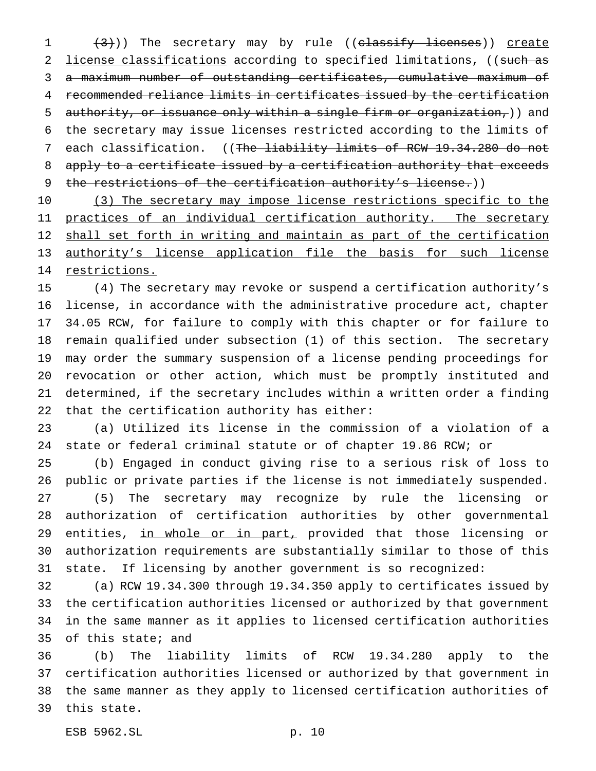((~~(3)~~)) The secretary may by rule ((~~classify licenses~~)) <u>create license classifications</u> according to specified limitations, ((~~such as a maximum number of outstanding certificates, cumulative maximum of recommended reliance limits in certificates issued by the certification authority, or issuance only within a single firm or organization,~~)) and the secretary may issue licenses restricted according to the limits of each classification. ((~~The liability limits of RCW 19.34.280 do not apply to a certificate issued by a certification authority that exceeds the restrictions of the certification authority's license.~~))

<u>(3) The secretary may impose license restrictions specific to the practices of an individual certification authority. The secretary shall set forth in writing and maintain as part of the certification authority's license application file the basis for such license restrictions.</u>

(4) The secretary may revoke or suspend a certification authority's license, in accordance with the administrative procedure act, chapter 34.05 RCW, for failure to comply with this chapter or for failure to remain qualified under subsection (1) of this section. The secretary may order the summary suspension of a license pending proceedings for revocation or other action, which must be promptly instituted and determined, if the secretary includes within a written order a finding that the certification authority has either:

(a) Utilized its license in the commission of a violation of a state or federal criminal statute or of chapter 19.86 RCW; or

(b) Engaged in conduct giving rise to a serious risk of loss to public or private parties if the license is not immediately suspended.

(5) The secretary may recognize by rule the licensing or authorization of certification authorities by other governmental entities, <u>in whole or in part,</u> provided that those licensing or authorization requirements are substantially similar to those of this state. If licensing by another government is so recognized:

(a) RCW 19.34.300 through 19.34.350 apply to certificates issued by the certification authorities licensed or authorized by that government in the same manner as it applies to licensed certification authorities of this state; and

(b) The liability limits of RCW 19.34.280 apply to the certification authorities licensed or authorized by that government in the same manner as they apply to licensed certification authorities of this state.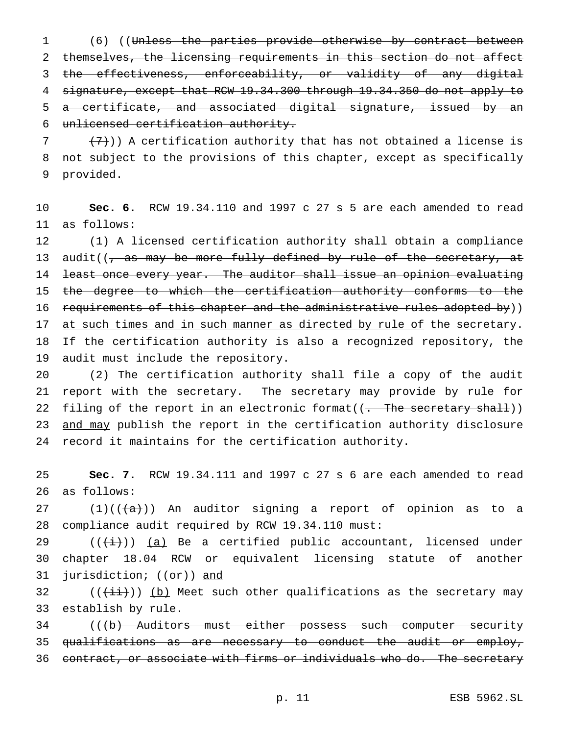(6) ((~~Unless the parties provide otherwise by contract between themselves, the licensing requirements in this section do not affect the effectiveness, enforceability, or validity of any digital signature, except that RCW 19.34.300 through 19.34.350 do not apply to a certificate, and associated digital signature, issued by an unlicensed certification authority.~~

~~(7)~~)) A certification authority that has not obtained a license is not subject to the provisions of this chapter, except as specifically provided.

**Sec. 6.** RCW 19.34.110 and 1997 c 27 s 5 are each amended to read as follows:

(1) A licensed certification authority shall obtain a compliance audit((~~, as may be more fully defined by rule of the secretary, at least once every year. The auditor shall issue an opinion evaluating the degree to which the certification authority conforms to the requirements of this chapter and the administrative rules adopted by~~)) <u>at such times and in such manner as directed by rule of</u> the secretary. If the certification authority is also a recognized repository, the audit must include the repository.

(2) The certification authority shall file a copy of the audit report with the secretary. The secretary may provide by rule for filing of the report in an electronic format((~~. The secretary shall~~)) <u>and may</u> publish the report in the certification authority disclosure record it maintains for the certification authority.

**Sec. 7.** RCW 19.34.111 and 1997 c 27 s 6 are each amended to read as follows:

(1)((~~(a)~~)) An auditor signing a report of opinion as to a compliance audit required by RCW 19.34.110 must:

((~~(i)~~)) <u>(a)</u> Be a certified public accountant, licensed under chapter 18.04 RCW or equivalent licensing statute of another jurisdiction; ((~~or~~)) <u>and</u>

((~~(ii)~~)) <u>(b)</u> Meet such other qualifications as the secretary may establish by rule.

((~~(b) Auditors must either possess such computer security qualifications as are necessary to conduct the audit or employ, contract, or associate with firms or individuals who do. The secretary~~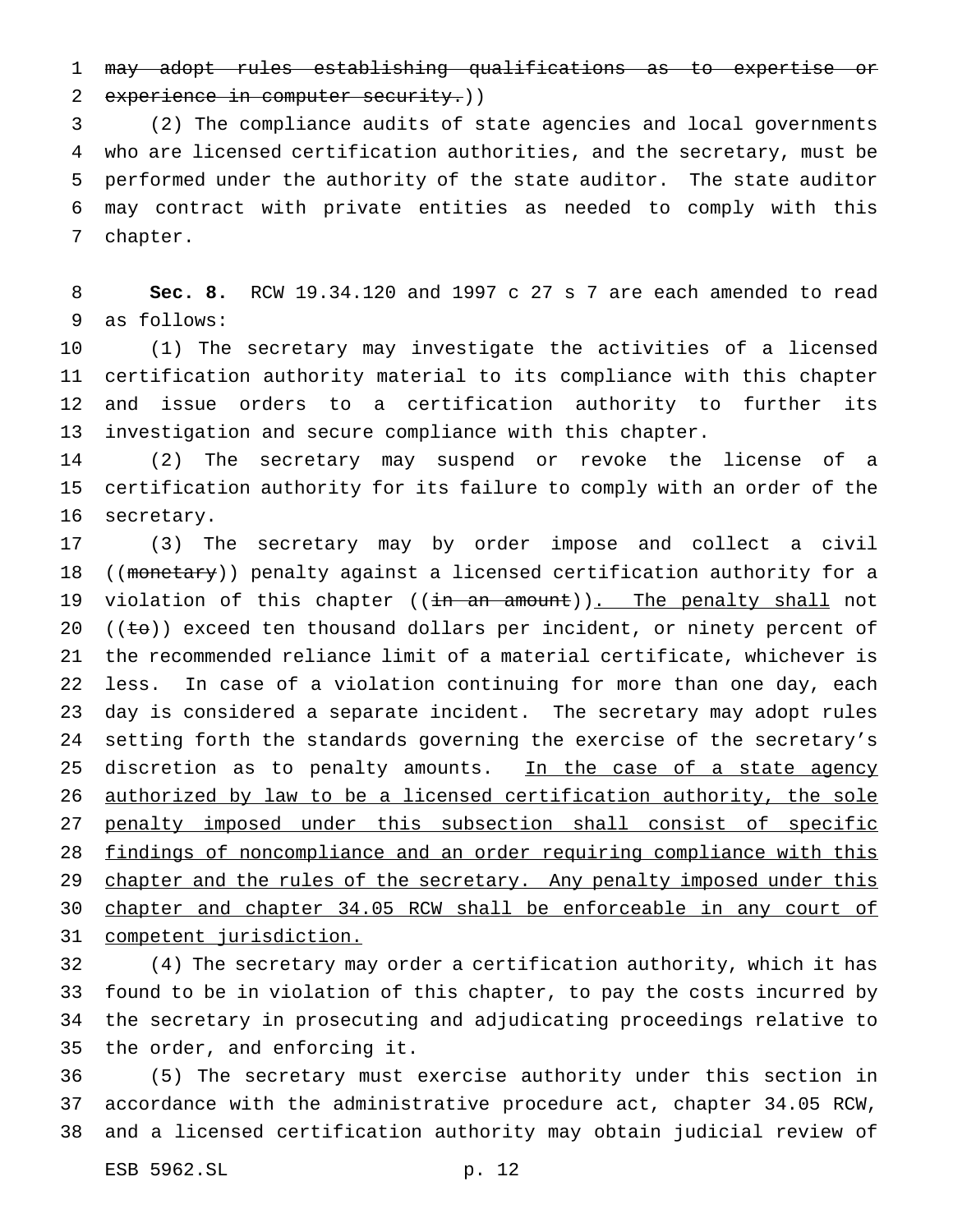~~may adopt rules establishing qualifications as to expertise or experience in computer security.~~))

(2) The compliance audits of state agencies and local governments who are licensed certification authorities, and the secretary, must be performed under the authority of the state auditor. The state auditor may contract with private entities as needed to comply with this chapter.

**Sec. 8.** RCW 19.34.120 and 1997 c 27 s 7 are each amended to read as follows:

(1) The secretary may investigate the activities of a licensed certification authority material to its compliance with this chapter and issue orders to a certification authority to further its investigation and secure compliance with this chapter.

(2) The secretary may suspend or revoke the license of a certification authority for its failure to comply with an order of the secretary.

(3) The secretary may by order impose and collect a civil ((~~monetary~~)) penalty against a licensed certification authority for a violation of this chapter ((~~in an amount~~))<u>. The penalty shall</u> not ((~~to~~)) exceed ten thousand dollars per incident, or ninety percent of the recommended reliance limit of a material certificate, whichever is less. In case of a violation continuing for more than one day, each day is considered a separate incident. The secretary may adopt rules setting forth the standards governing the exercise of the secretary's discretion as to penalty amounts. <u>In the case of a state agency authorized by law to be a licensed certification authority, the sole penalty imposed under this subsection shall consist of specific findings of noncompliance and an order requiring compliance with this chapter and the rules of the secretary. Any penalty imposed under this chapter and chapter 34.05 RCW shall be enforceable in any court of competent jurisdiction.</u>

(4) The secretary may order a certification authority, which it has found to be in violation of this chapter, to pay the costs incurred by the secretary in prosecuting and adjudicating proceedings relative to the order, and enforcing it.

(5) The secretary must exercise authority under this section in accordance with the administrative procedure act, chapter 34.05 RCW, and a licensed certification authority may obtain judicial review of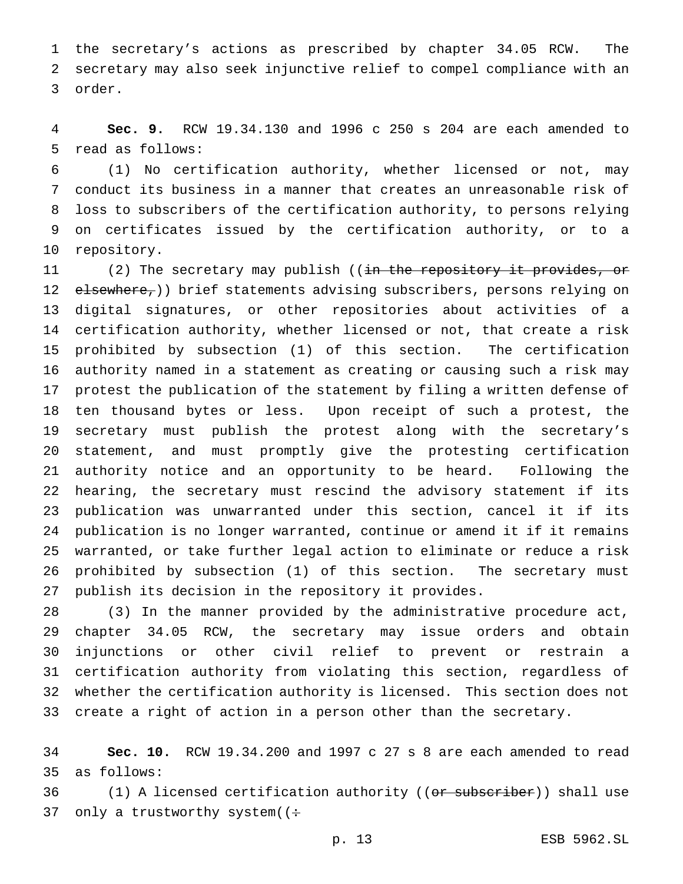the secretary's actions as prescribed by chapter 34.05 RCW. The secretary may also seek injunctive relief to compel compliance with an order.

**Sec. 9.** RCW 19.34.130 and 1996 c 250 s 204 are each amended to read as follows:

(1) No certification authority, whether licensed or not, may conduct its business in a manner that creates an unreasonable risk of loss to subscribers of the certification authority, to persons relying on certificates issued by the certification authority, or to a repository.

(2) The secretary may publish ((~~in the repository it provides, or elsewhere,~~)) brief statements advising subscribers, persons relying on digital signatures, or other repositories about activities of a certification authority, whether licensed or not, that create a risk prohibited by subsection (1) of this section. The certification authority named in a statement as creating or causing such a risk may protest the publication of the statement by filing a written defense of ten thousand bytes or less. Upon receipt of such a protest, the secretary must publish the protest along with the secretary's statement, and must promptly give the protesting certification authority notice and an opportunity to be heard. Following the hearing, the secretary must rescind the advisory statement if its publication was unwarranted under this section, cancel it if its publication is no longer warranted, continue or amend it if it remains warranted, or take further legal action to eliminate or reduce a risk prohibited by subsection (1) of this section. The secretary must publish its decision in the repository it provides.

(3) In the manner provided by the administrative procedure act, chapter 34.05 RCW, the secretary may issue orders and obtain injunctions or other civil relief to prevent or restrain a certification authority from violating this section, regardless of whether the certification authority is licensed. This section does not create a right of action in a person other than the secretary.

**Sec. 10.** RCW 19.34.200 and 1997 c 27 s 8 are each amended to read as follows:

(1) A licensed certification authority ((~~or subscriber~~)) shall use only a trustworthy system((~~:~~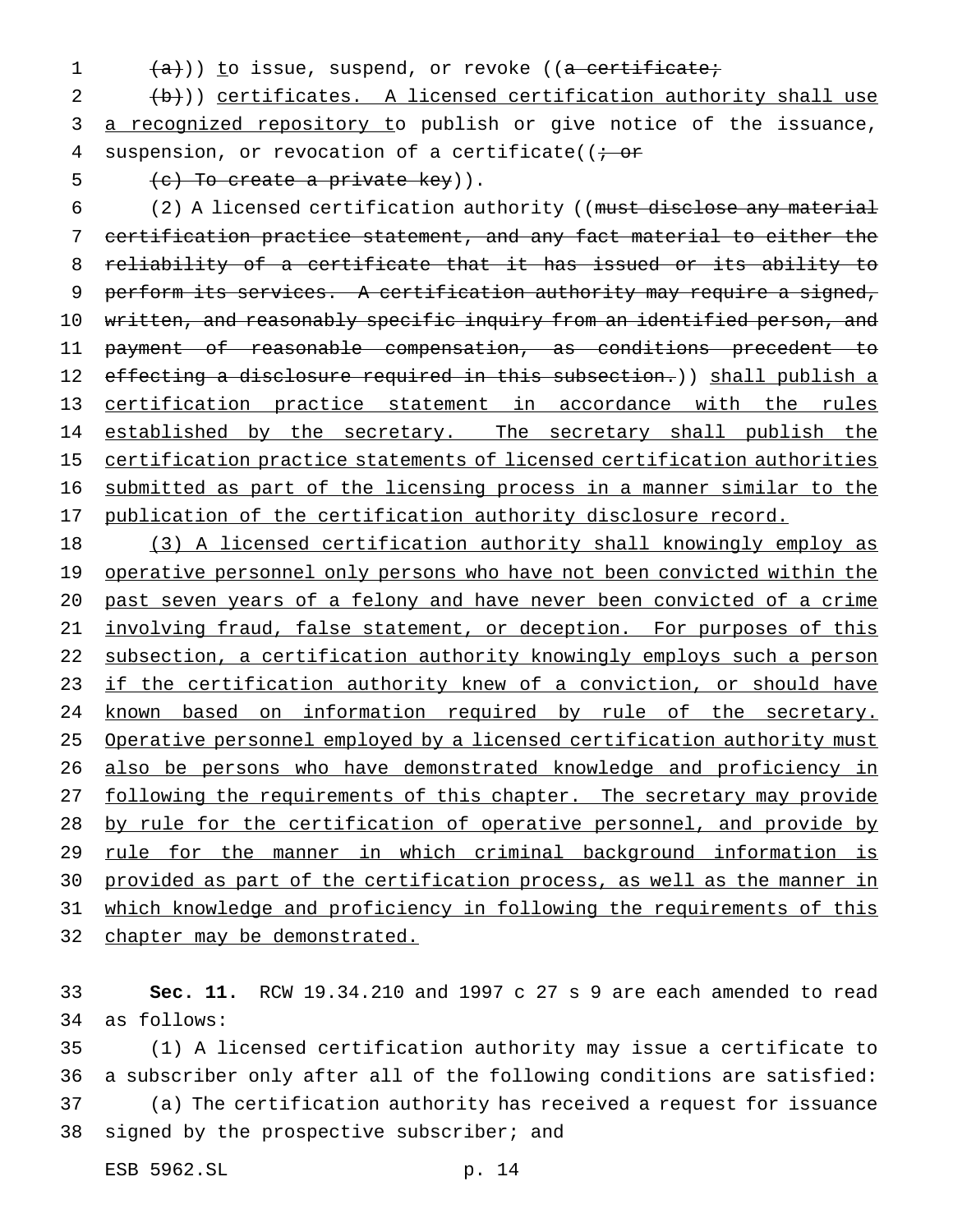((a))) to issue, suspend, or revoke ((a certificate;

(b))) certificates. A licensed certification authority shall use a recognized repository to publish or give notice of the issuance, suspension, or revocation of a certificate((; or

(c) To create a private key)).

(2) A licensed certification authority ((must disclose any material certification practice statement, and any fact material to either the reliability of a certificate that it has issued or its ability to perform its services. A certification authority may require a signed, written, and reasonably specific inquiry from an identified person, and payment of reasonable compensation, as conditions precedent to effecting a disclosure required in this subsection.)) shall publish a certification practice statement in accordance with the rules established by the secretary. The secretary shall publish the certification practice statements of licensed certification authorities submitted as part of the licensing process in a manner similar to the publication of the certification authority disclosure record.

(3) A licensed certification authority shall knowingly employ as operative personnel only persons who have not been convicted within the past seven years of a felony and have never been convicted of a crime involving fraud, false statement, or deception. For purposes of this subsection, a certification authority knowingly employs such a person if the certification authority knew of a conviction, or should have known based on information required by rule of the secretary. Operative personnel employed by a licensed certification authority must also be persons who have demonstrated knowledge and proficiency in following the requirements of this chapter. The secretary may provide by rule for the certification of operative personnel, and provide by rule for the manner in which criminal background information is provided as part of the certification process, as well as the manner in which knowledge and proficiency in following the requirements of this chapter may be demonstrated.

**Sec. 11.** RCW 19.34.210 and 1997 c 27 s 9 are each amended to read as follows:

(1) A licensed certification authority may issue a certificate to a subscriber only after all of the following conditions are satisfied:

(a) The certification authority has received a request for issuance signed by the prospective subscriber; and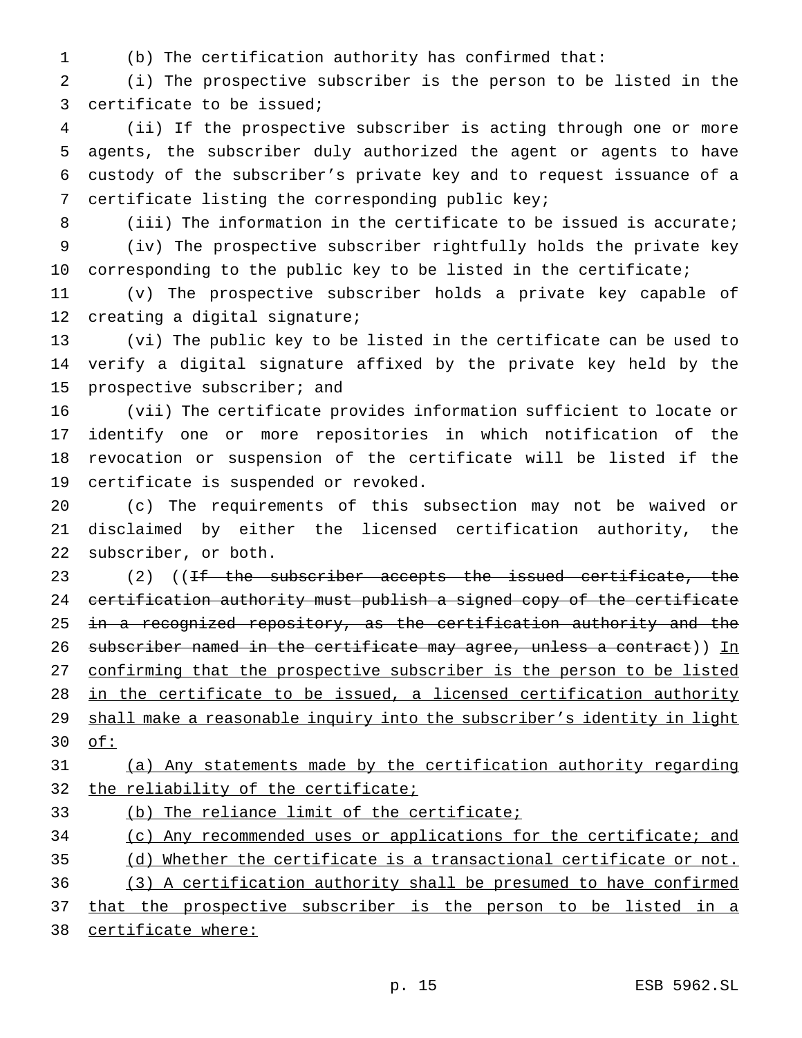(b) The certification authority has confirmed that:

(i) The prospective subscriber is the person to be listed in the certificate to be issued;

(ii) If the prospective subscriber is acting through one or more agents, the subscriber duly authorized the agent or agents to have custody of the subscriber's private key and to request issuance of a certificate listing the corresponding public key;

(iii) The information in the certificate to be issued is accurate;

(iv) The prospective subscriber rightfully holds the private key corresponding to the public key to be listed in the certificate;

(v) The prospective subscriber holds a private key capable of creating a digital signature;

(vi) The public key to be listed in the certificate can be used to verify a digital signature affixed by the private key held by the prospective subscriber; and

(vii) The certificate provides information sufficient to locate or identify one or more repositories in which notification of the revocation or suspension of the certificate will be listed if the certificate is suspended or revoked.

(c) The requirements of this subsection may not be waived or disclaimed by either the licensed certification authority, the subscriber, or both.

(2) ((~~If the subscriber accepts the issued certificate, the certification authority must publish a signed copy of the certificate in a recognized repository, as the certification authority and the subscriber named in the certificate may agree, unless a contract~~)) <u>In confirming that the prospective subscriber is the person to be listed in the certificate to be issued, a licensed certification authority shall make a reasonable inquiry into the subscriber's identity in light of:</u>

<u>(a) Any statements made by the certification authority regarding the reliability of the certificate;</u>

<u>(b) The reliance limit of the certificate;</u>

<u>(c) Any recommended uses or applications for the certificate; and</u>

<u>(d) Whether the certificate is a transactional certificate or not.</u>

<u>(3) A certification authority shall be presumed to have confirmed that the prospective subscriber is the person to be listed in a certificate where:</u>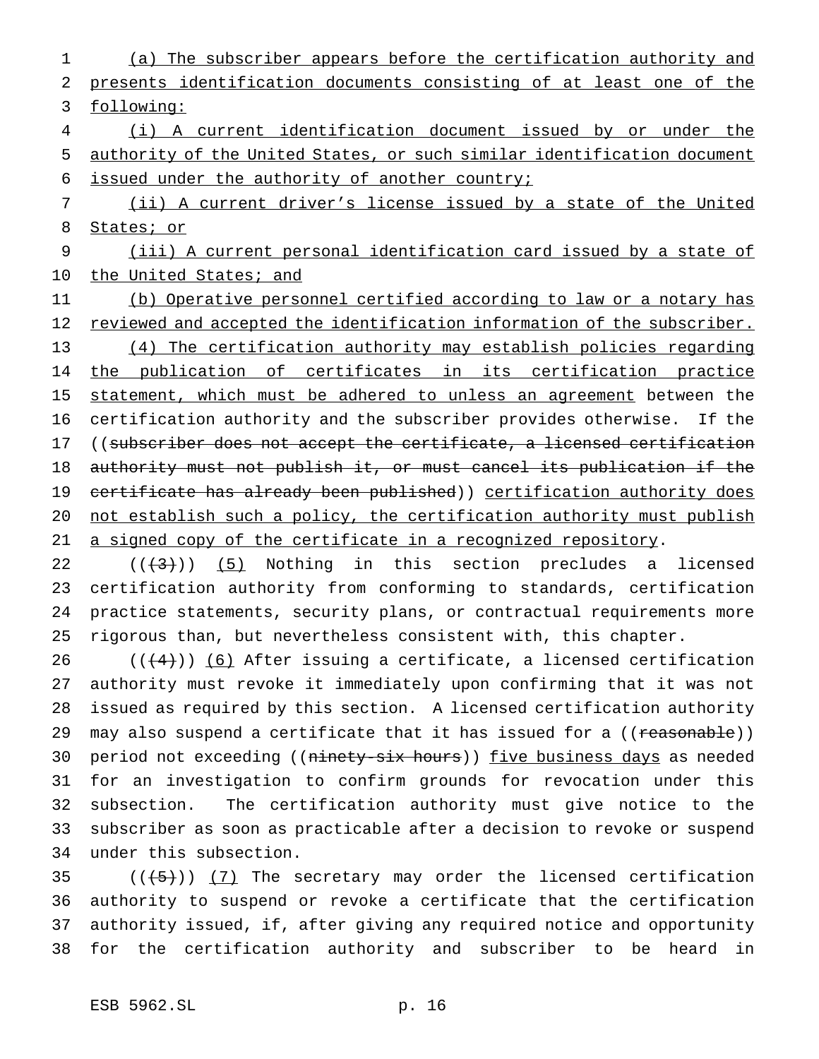(a) The subscriber appears before the certification authority and presents identification documents consisting of at least one of the following:

(i) A current identification document issued by or under the authority of the United States, or such similar identification document issued under the authority of another country;

(ii) A current driver's license issued by a state of the United States; or

(iii) A current personal identification card issued by a state of the United States; and

(b) Operative personnel certified according to law or a notary has reviewed and accepted the identification information of the subscriber.

(4) The certification authority may establish policies regarding the publication of certificates in its certification practice statement, which must be adhered to unless an agreement between the certification authority and the subscriber provides otherwise. If the ((subscriber does not accept the certificate, a licensed certification authority must not publish it, or must cancel its publication if the certificate has already been published)) certification authority does not establish such a policy, the certification authority must publish a signed copy of the certificate in a recognized repository.

(((3))) (5) Nothing in this section precludes a licensed certification authority from conforming to standards, certification practice statements, security plans, or contractual requirements more rigorous than, but nevertheless consistent with, this chapter.

(((4))) (6) After issuing a certificate, a licensed certification authority must revoke it immediately upon confirming that it was not issued as required by this section. A licensed certification authority may also suspend a certificate that it has issued for a ((reasonable)) period not exceeding ((ninety-six hours)) five business days as needed for an investigation to confirm grounds for revocation under this subsection. The certification authority must give notice to the subscriber as soon as practicable after a decision to revoke or suspend under this subsection.

(((5))) (7) The secretary may order the licensed certification authority to suspend or revoke a certificate that the certification authority issued, if, after giving any required notice and opportunity for the certification authority and subscriber to be heard in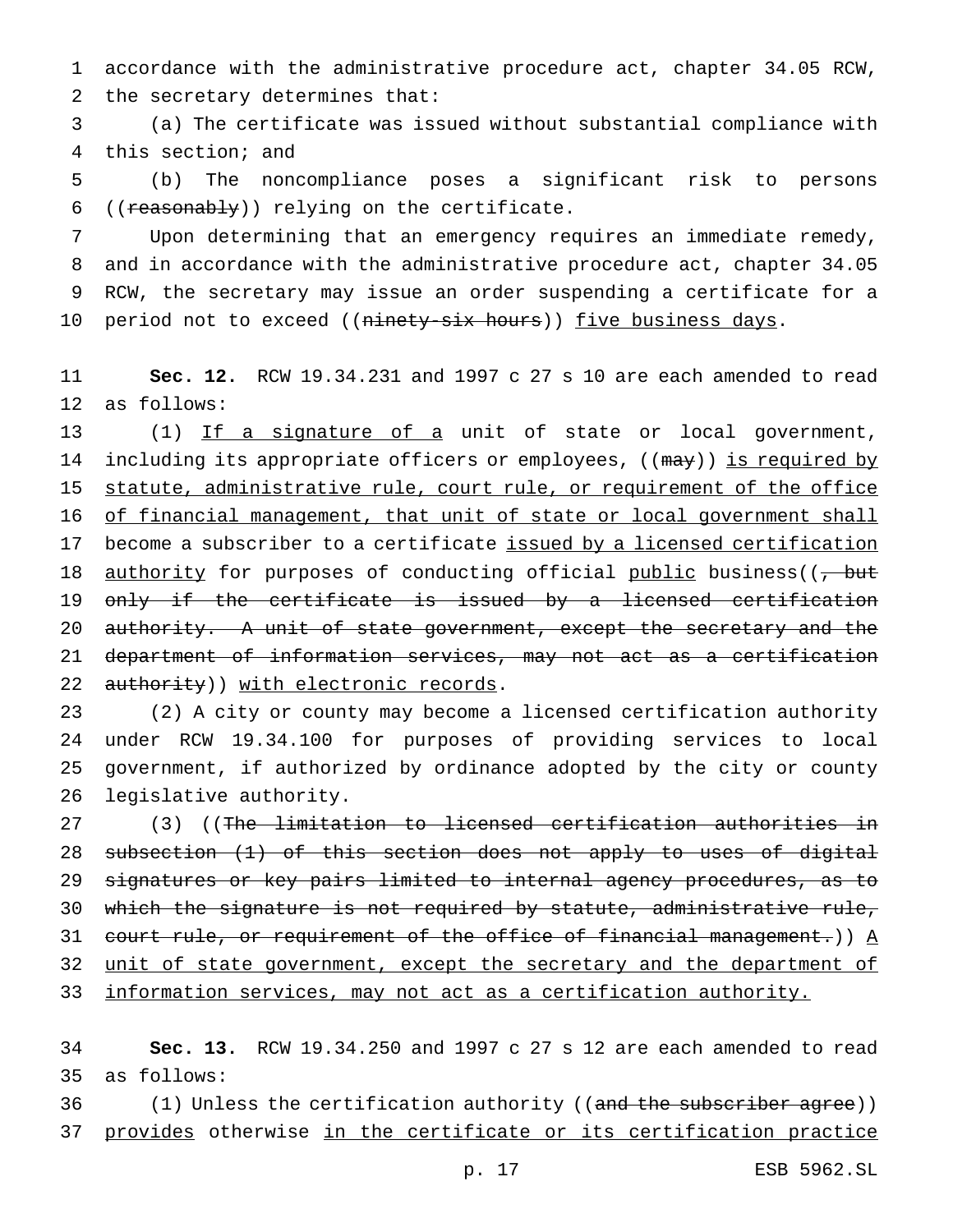accordance with the administrative procedure act, chapter 34.05 RCW, the secretary determines that:

(a) The certificate was issued without substantial compliance with this section; and

(b) The noncompliance poses a significant risk to persons ((~~reasonably~~)) relying on the certificate.

Upon determining that an emergency requires an immediate remedy, and in accordance with the administrative procedure act, chapter 34.05 RCW, the secretary may issue an order suspending a certificate for a period not to exceed ((~~ninety-six hours~~)) <u>five business days</u>.

**Sec. 12.** RCW 19.34.231 and 1997 c 27 s 10 are each amended to read as follows:

(1) <u>If a signature of a</u> unit of state or local government, including its appropriate officers or employees, ((~~may~~)) <u>is required by statute, administrative rule, court rule, or requirement of the office of financial management, that unit of state or local government shall</u> become a subscriber to a certificate <u>issued by a licensed certification authority</u> for purposes of conducting official <u>public</u> business((~~, but only if the certificate is issued by a licensed certification authority. A unit of state government, except the secretary and the department of information services, may not act as a certification authority~~)) <u>with electronic records</u>.

(2) A city or county may become a licensed certification authority under RCW 19.34.100 for purposes of providing services to local government, if authorized by ordinance adopted by the city or county legislative authority.

(3) ((~~The limitation to licensed certification authorities in subsection (1) of this section does not apply to uses of digital signatures or key pairs limited to internal agency procedures, as to which the signature is not required by statute, administrative rule, court rule, or requirement of the office of financial management.~~)) <u>A unit of state government, except the secretary and the department of information services, may not act as a certification authority.</u>

**Sec. 13.** RCW 19.34.250 and 1997 c 27 s 12 are each amended to read as follows:

(1) Unless the certification authority ((~~and the subscriber agree~~)) <u>provides</u> otherwise <u>in the certificate or its certification practice</u>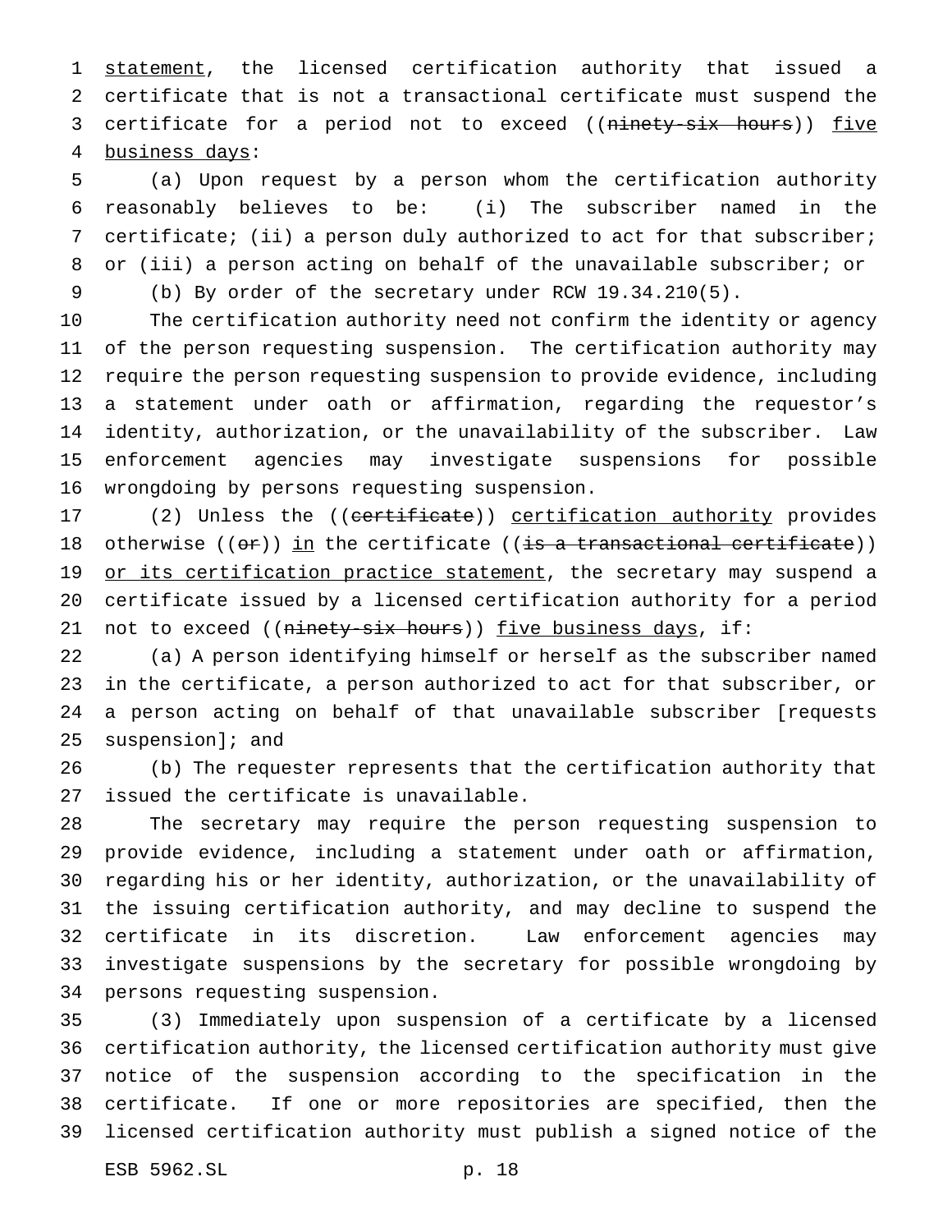statement, the licensed certification authority that issued a certificate that is not a transactional certificate must suspend the certificate for a period not to exceed ((~~ninety-six hours~~)) five business days:

(a) Upon request by a person whom the certification authority reasonably believes to be: (i) The subscriber named in the certificate; (ii) a person duly authorized to act for that subscriber; or (iii) a person acting on behalf of the unavailable subscriber; or

(b) By order of the secretary under RCW 19.34.210(5).

The certification authority need not confirm the identity or agency of the person requesting suspension. The certification authority may require the person requesting suspension to provide evidence, including a statement under oath or affirmation, regarding the requestor's identity, authorization, or the unavailability of the subscriber. Law enforcement agencies may investigate suspensions for possible wrongdoing by persons requesting suspension.

(2) Unless the ((~~certificate~~)) certification authority provides otherwise ((~~or~~)) in the certificate ((~~is a transactional certificate~~)) or its certification practice statement, the secretary may suspend a certificate issued by a licensed certification authority for a period not to exceed ((~~ninety-six hours~~)) five business days, if:

(a) A person identifying himself or herself as the subscriber named in the certificate, a person authorized to act for that subscriber, or a person acting on behalf of that unavailable subscriber [requests suspension]; and

(b) The requester represents that the certification authority that issued the certificate is unavailable.

The secretary may require the person requesting suspension to provide evidence, including a statement under oath or affirmation, regarding his or her identity, authorization, or the unavailability of the issuing certification authority, and may decline to suspend the certificate in its discretion. Law enforcement agencies may investigate suspensions by the secretary for possible wrongdoing by persons requesting suspension.

(3) Immediately upon suspension of a certificate by a licensed certification authority, the licensed certification authority must give notice of the suspension according to the specification in the certificate. If one or more repositories are specified, then the licensed certification authority must publish a signed notice of the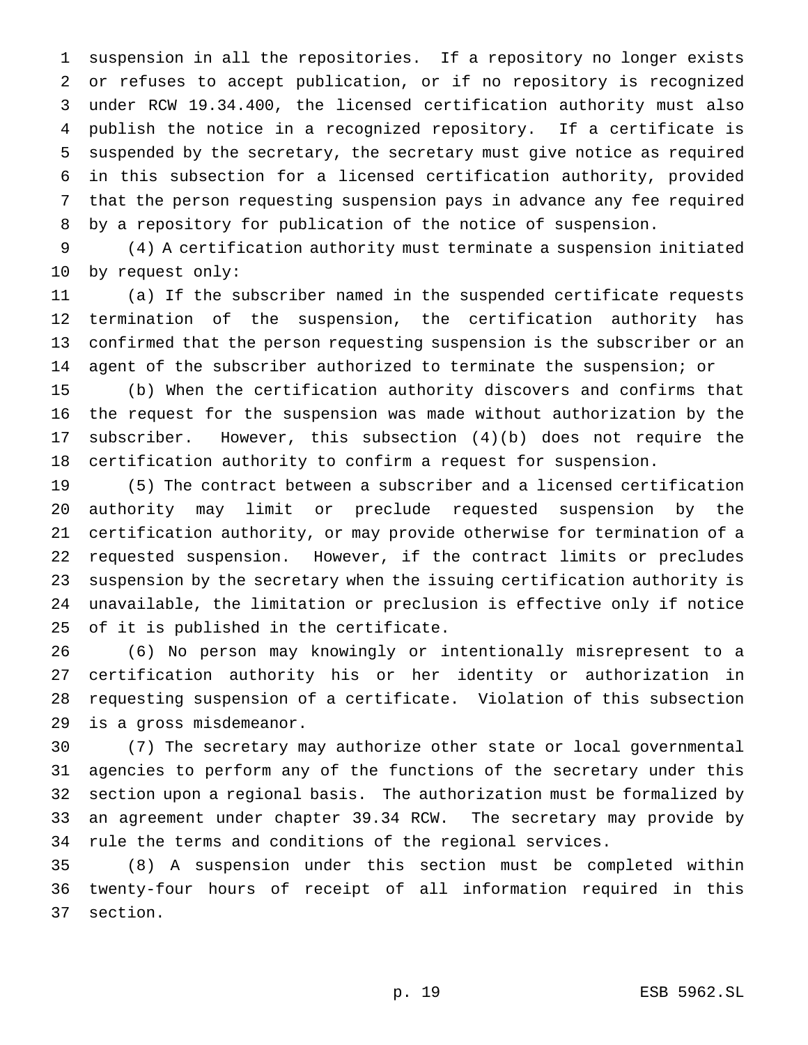suspension in all the repositories. If a repository no longer exists or refuses to accept publication, or if no repository is recognized under RCW 19.34.400, the licensed certification authority must also publish the notice in a recognized repository. If a certificate is suspended by the secretary, the secretary must give notice as required in this subsection for a licensed certification authority, provided that the person requesting suspension pays in advance any fee required by a repository for publication of the notice of suspension.

(4) A certification authority must terminate a suspension initiated by request only:

(a) If the subscriber named in the suspended certificate requests termination of the suspension, the certification authority has confirmed that the person requesting suspension is the subscriber or an agent of the subscriber authorized to terminate the suspension; or

(b) When the certification authority discovers and confirms that the request for the suspension was made without authorization by the subscriber. However, this subsection (4)(b) does not require the certification authority to confirm a request for suspension.

(5) The contract between a subscriber and a licensed certification authority may limit or preclude requested suspension by the certification authority, or may provide otherwise for termination of a requested suspension. However, if the contract limits or precludes suspension by the secretary when the issuing certification authority is unavailable, the limitation or preclusion is effective only if notice of it is published in the certificate.

(6) No person may knowingly or intentionally misrepresent to a certification authority his or her identity or authorization in requesting suspension of a certificate. Violation of this subsection is a gross misdemeanor.

(7) The secretary may authorize other state or local governmental agencies to perform any of the functions of the secretary under this section upon a regional basis. The authorization must be formalized by an agreement under chapter 39.34 RCW. The secretary may provide by rule the terms and conditions of the regional services.

(8) A suspension under this section must be completed within twenty-four hours of receipt of all information required in this section.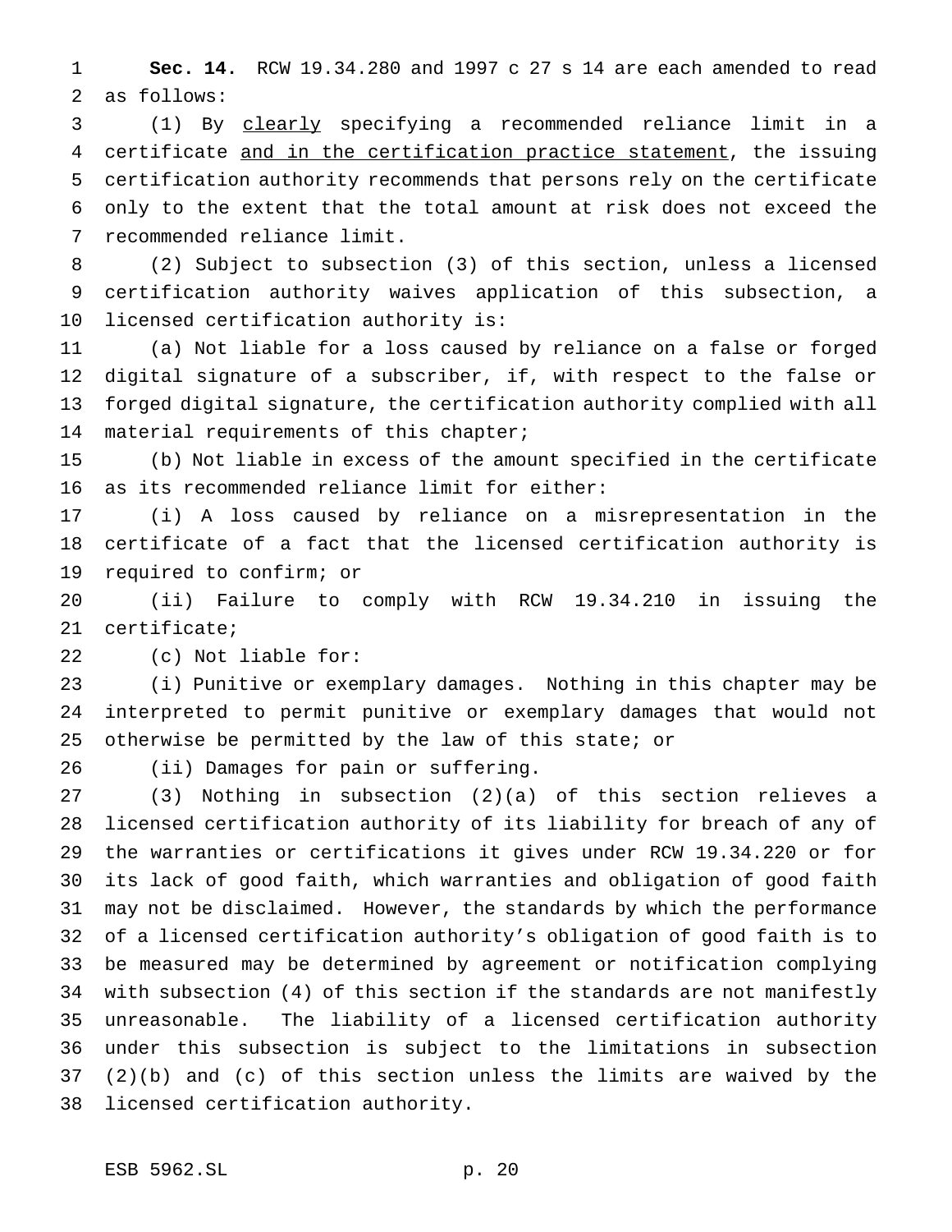**Sec. 14.** RCW 19.34.280 and 1997 c 27 s 14 are each amended to read as follows:

(1) By <u>clearly</u> specifying a recommended reliance limit in a certificate <u>and in the certification practice statement</u>, the issuing certification authority recommends that persons rely on the certificate only to the extent that the total amount at risk does not exceed the recommended reliance limit.

(2) Subject to subsection (3) of this section, unless a licensed certification authority waives application of this subsection, a licensed certification authority is:

(a) Not liable for a loss caused by reliance on a false or forged digital signature of a subscriber, if, with respect to the false or forged digital signature, the certification authority complied with all material requirements of this chapter;

(b) Not liable in excess of the amount specified in the certificate as its recommended reliance limit for either:

(i) A loss caused by reliance on a misrepresentation in the certificate of a fact that the licensed certification authority is required to confirm; or

(ii) Failure to comply with RCW 19.34.210 in issuing the certificate;

(c) Not liable for:

(i) Punitive or exemplary damages. Nothing in this chapter may be interpreted to permit punitive or exemplary damages that would not otherwise be permitted by the law of this state; or

(ii) Damages for pain or suffering.

(3) Nothing in subsection (2)(a) of this section relieves a licensed certification authority of its liability for breach of any of the warranties or certifications it gives under RCW 19.34.220 or for its lack of good faith, which warranties and obligation of good faith may not be disclaimed. However, the standards by which the performance of a licensed certification authority's obligation of good faith is to be measured may be determined by agreement or notification complying with subsection (4) of this section if the standards are not manifestly unreasonable. The liability of a licensed certification authority under this subsection is subject to the limitations in subsection (2)(b) and (c) of this section unless the limits are waived by the licensed certification authority.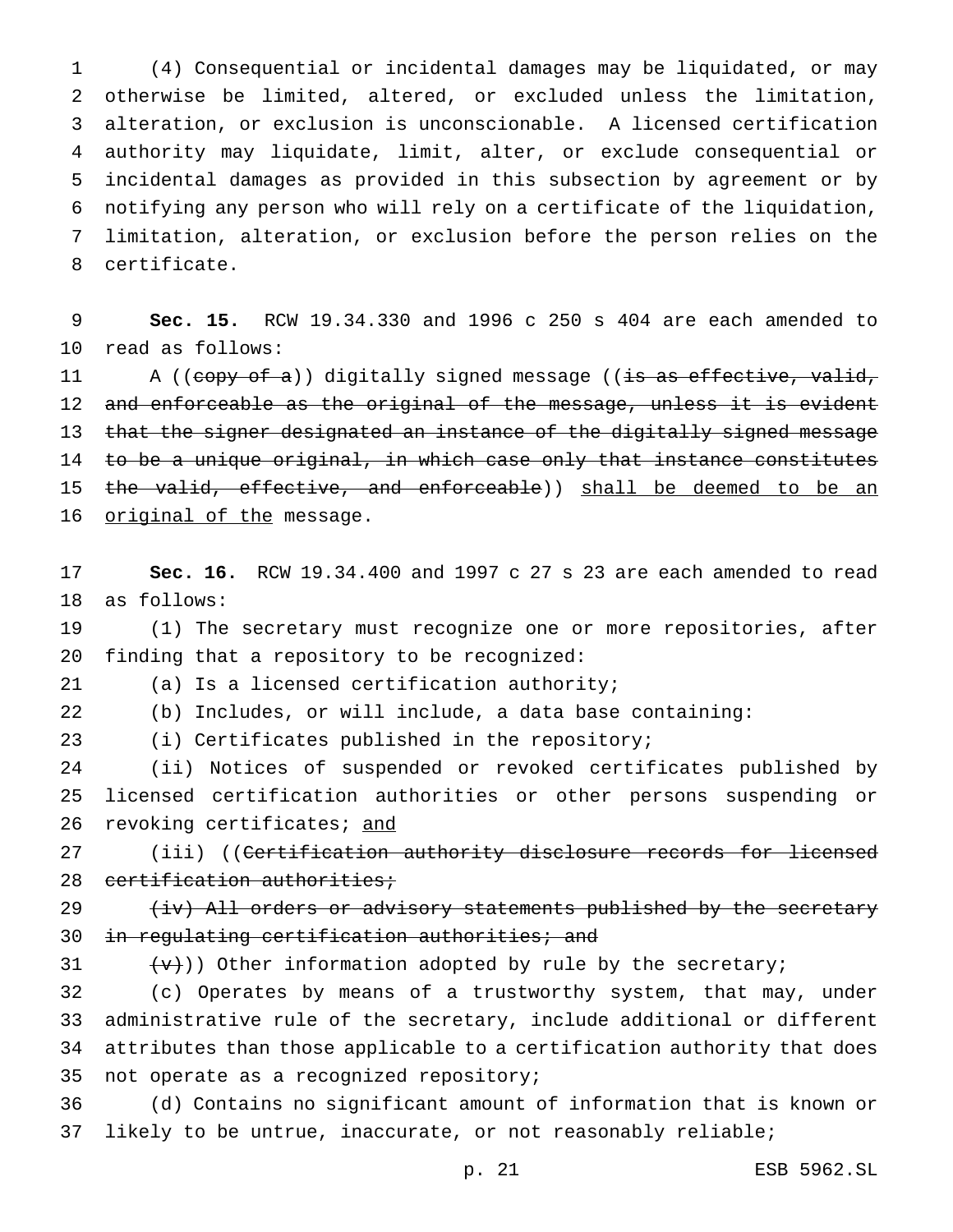(4) Consequential or incidental damages may be liquidated, or may otherwise be limited, altered, or excluded unless the limitation, alteration, or exclusion is unconscionable. A licensed certification authority may liquidate, limit, alter, or exclude consequential or incidental damages as provided in this subsection by agreement or by notifying any person who will rely on a certificate of the liquidation, limitation, alteration, or exclusion before the person relies on the certificate.

**Sec. 15.** RCW 19.34.330 and 1996 c 250 s 404 are each amended to read as follows:

A ((~~copy of a~~)) digitally signed message ((~~is as effective, valid, and enforceable as the original of the message, unless it is evident that the signer designated an instance of the digitally signed message to be a unique original, in which case only that instance constitutes the valid, effective, and enforceable~~)) <u>shall be deemed to be an original of the</u> message.

**Sec. 16.** RCW 19.34.400 and 1997 c 27 s 23 are each amended to read as follows:

(1) The secretary must recognize one or more repositories, after finding that a repository to be recognized:

(a) Is a licensed certification authority;

(b) Includes, or will include, a data base containing:

(i) Certificates published in the repository;

(ii) Notices of suspended or revoked certificates published by licensed certification authorities or other persons suspending or revoking certificates; <u>and</u>

(iii) ((~~Certification authority disclosure records for licensed certification authorities;~~

~~(iv) All orders or advisory statements published by the secretary in regulating certification authorities; and~~

~~(v)~~)) Other information adopted by rule by the secretary;

(c) Operates by means of a trustworthy system, that may, under administrative rule of the secretary, include additional or different attributes than those applicable to a certification authority that does not operate as a recognized repository;

(d) Contains no significant amount of information that is known or likely to be untrue, inaccurate, or not reasonably reliable;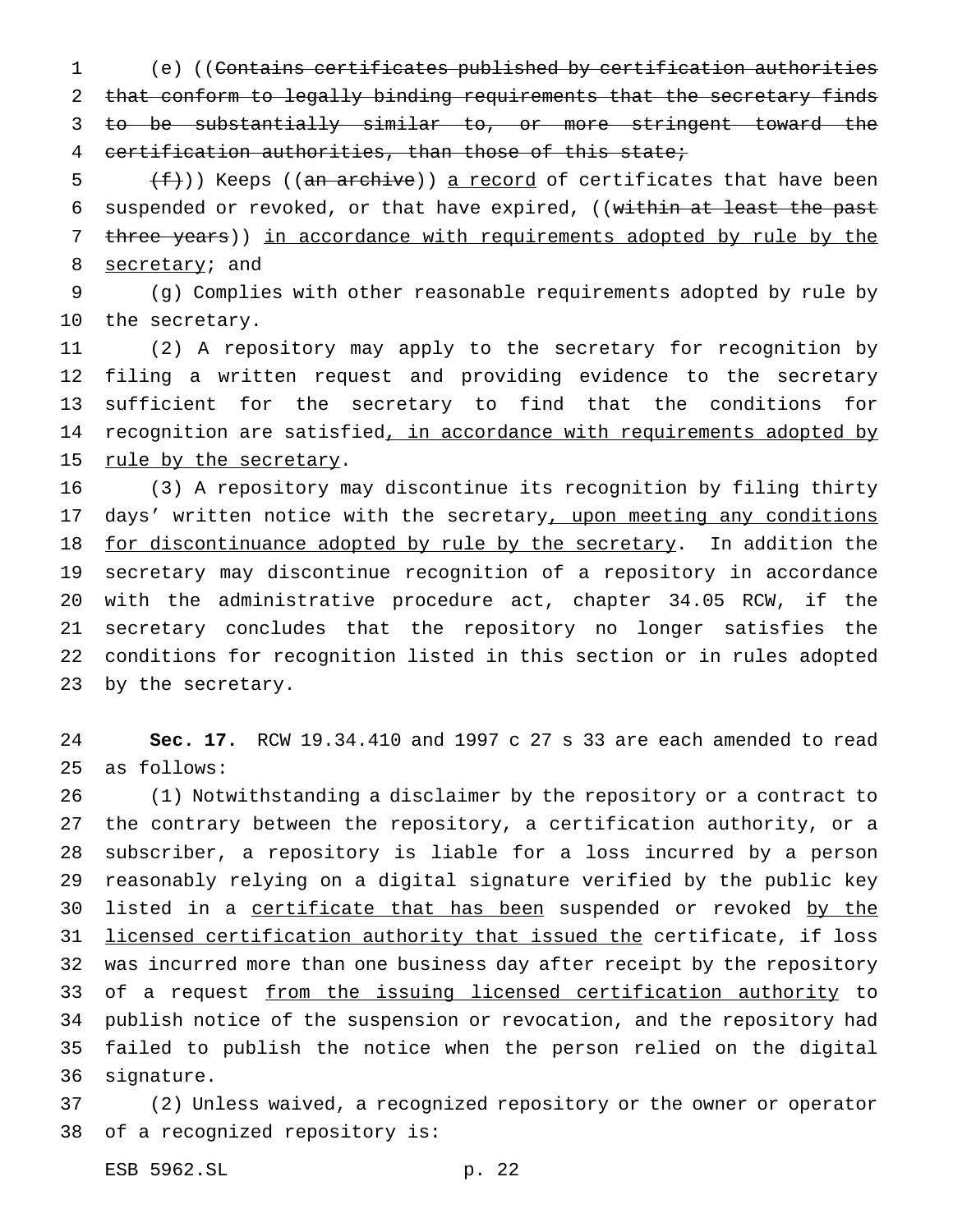(e) ((~~Contains certificates published by certification authorities that conform to legally binding requirements that the secretary finds to be substantially similar to, or more stringent toward the certification authorities, than those of this state;~~

~~(f)~~)) Keeps ((~~an archive~~)) <u>a record</u> of certificates that have been suspended or revoked, or that have expired, ((~~within at least the past three years~~)) <u>in accordance with requirements adopted by rule by the secretary</u>; and

(g) Complies with other reasonable requirements adopted by rule by the secretary.

(2) A repository may apply to the secretary for recognition by filing a written request and providing evidence to the secretary sufficient for the secretary to find that the conditions for recognition are satisfied<u>, in accordance with requirements adopted by rule by the secretary</u>.

(3) A repository may discontinue its recognition by filing thirty days' written notice with the secretary<u>, upon meeting any conditions for discontinuance adopted by rule by the secretary</u>. In addition the secretary may discontinue recognition of a repository in accordance with the administrative procedure act, chapter 34.05 RCW, if the secretary concludes that the repository no longer satisfies the conditions for recognition listed in this section or in rules adopted by the secretary.

**Sec. 17.** RCW 19.34.410 and 1997 c 27 s 33 are each amended to read as follows:

(1) Notwithstanding a disclaimer by the repository or a contract to the contrary between the repository, a certification authority, or a subscriber, a repository is liable for a loss incurred by a person reasonably relying on a digital signature verified by the public key listed in a <u>certificate that has been</u> suspended or revoked <u>by the licensed certification authority that issued the</u> certificate, if loss was incurred more than one business day after receipt by the repository of a request <u>from the issuing licensed certification authority</u> to publish notice of the suspension or revocation, and the repository had failed to publish the notice when the person relied on the digital signature.

(2) Unless waived, a recognized repository or the owner or operator of a recognized repository is: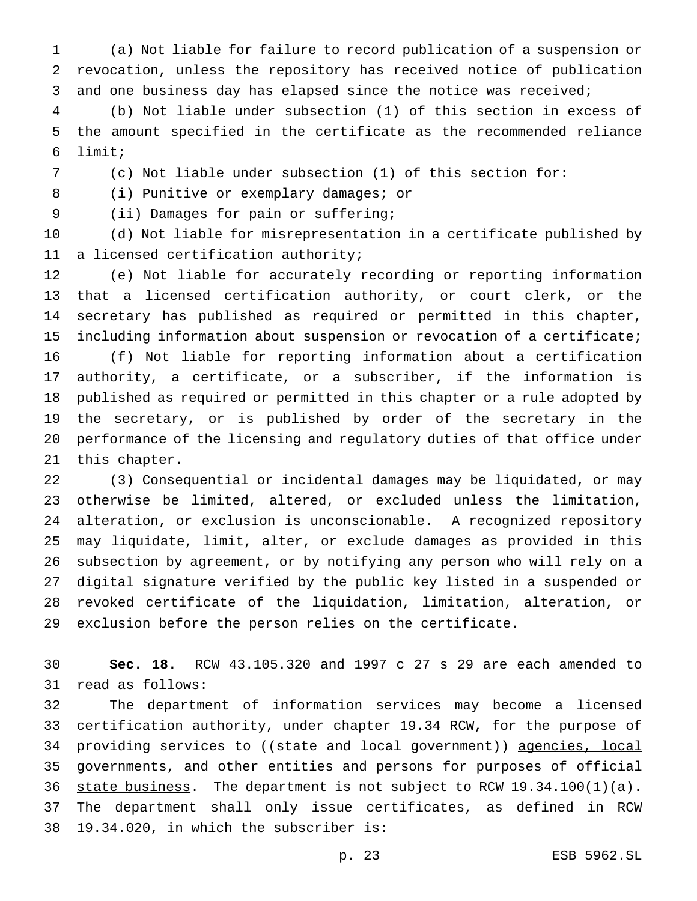(a) Not liable for failure to record publication of a suspension or revocation, unless the repository has received notice of publication and one business day has elapsed since the notice was received;

(b) Not liable under subsection (1) of this section in excess of the amount specified in the certificate as the recommended reliance limit;

(c) Not liable under subsection (1) of this section for:

(i) Punitive or exemplary damages; or

(ii) Damages for pain or suffering;

(d) Not liable for misrepresentation in a certificate published by a licensed certification authority;

(e) Not liable for accurately recording or reporting information that a licensed certification authority, or court clerk, or the secretary has published as required or permitted in this chapter, including information about suspension or revocation of a certificate;

(f) Not liable for reporting information about a certification authority, a certificate, or a subscriber, if the information is published as required or permitted in this chapter or a rule adopted by the secretary, or is published by order of the secretary in the performance of the licensing and regulatory duties of that office under this chapter.

(3) Consequential or incidental damages may be liquidated, or may otherwise be limited, altered, or excluded unless the limitation, alteration, or exclusion is unconscionable. A recognized repository may liquidate, limit, alter, or exclude damages as provided in this subsection by agreement, or by notifying any person who will rely on a digital signature verified by the public key listed in a suspended or revoked certificate of the liquidation, limitation, alteration, or exclusion before the person relies on the certificate.

**Sec. 18.** RCW 43.105.320 and 1997 c 27 s 29 are each amended to read as follows:

The department of information services may become a licensed certification authority, under chapter 19.34 RCW, for the purpose of providing services to ((~~state and local government~~)) agencies, local governments, and other entities and persons for purposes of official state business. The department is not subject to RCW 19.34.100(1)(a). The department shall only issue certificates, as defined in RCW 19.34.020, in which the subscriber is: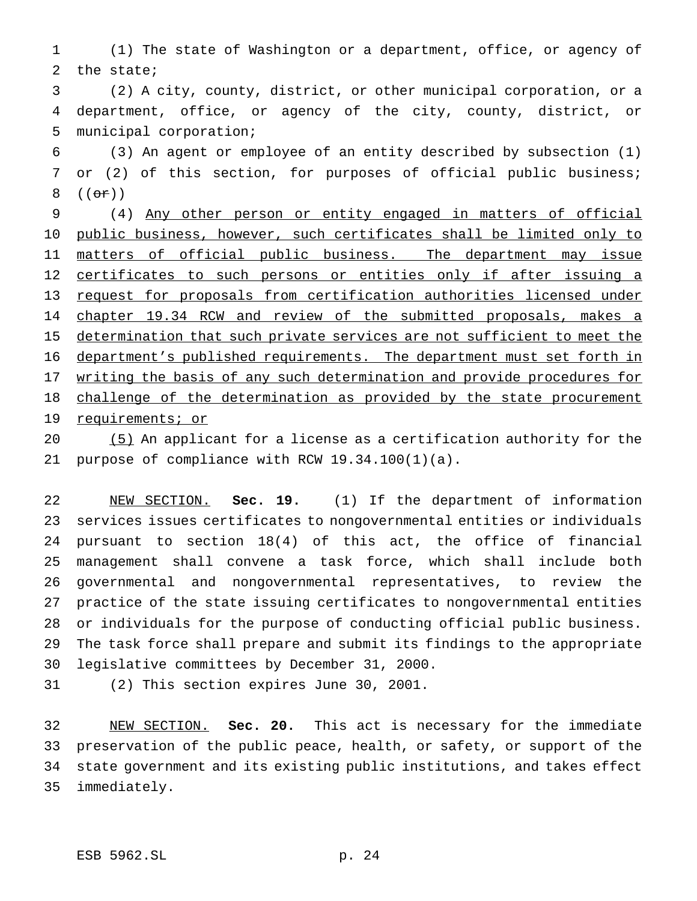(1) The state of Washington or a department, office, or agency of the state;

(2) A city, county, district, or other municipal corporation, or a department, office, or agency of the city, county, district, or municipal corporation;

(3) An agent or employee of an entity described by subsection (1) or (2) of this section, for purposes of official public business; ((~~or~~))

(4) <u>Any other person or entity engaged in matters of official public business, however, such certificates shall be limited only to matters of official public business. The department may issue certificates to such persons or entities only if after issuing a request for proposals from certification authorities licensed under chapter 19.34 RCW and review of the submitted proposals, makes a determination that such private services are not sufficient to meet the department's published requirements. The department must set forth in writing the basis of any such determination and provide procedures for challenge of the determination as provided by the state procurement requirements; or</u>

<u>(5)</u> An applicant for a license as a certification authority for the purpose of compliance with RCW 19.34.100(1)(a).

<u>NEW SECTION.</u> **Sec. 19.** (1) If the department of information services issues certificates to nongovernmental entities or individuals pursuant to section 18(4) of this act, the office of financial management shall convene a task force, which shall include both governmental and nongovernmental representatives, to review the practice of the state issuing certificates to nongovernmental entities or individuals for the purpose of conducting official public business. The task force shall prepare and submit its findings to the appropriate legislative committees by December 31, 2000.

(2) This section expires June 30, 2001.

<u>NEW SECTION.</u> **Sec. 20.** This act is necessary for the immediate preservation of the public peace, health, or safety, or support of the state government and its existing public institutions, and takes effect immediately.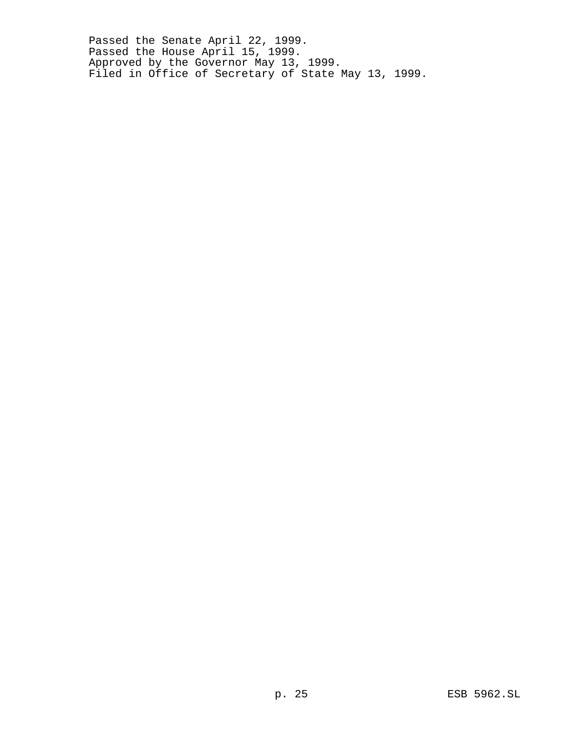Passed the Senate April 22, 1999.
Passed the House April 15, 1999.
Approved by the Governor May 13, 1999.
Filed in Office of Secretary of State May 13, 1999.